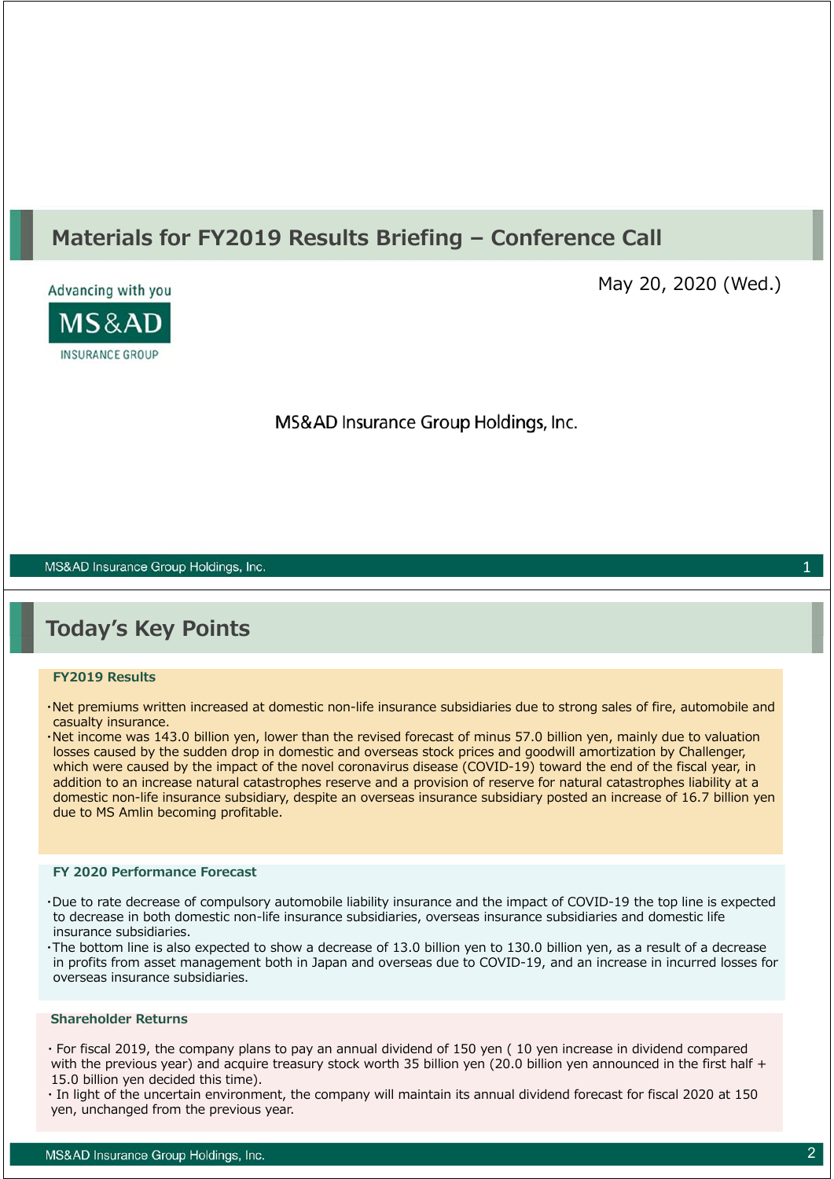# Materials for FY2019 Results Briefing – Conference Call

May 20, 2020 (Wed.)

Advancing with you

MS&AD

INSURANCE GROUP

MS&AD Insurance Group Holdings, Inc.

# Today's Key Points

**FY2019 Results**

- Net premiums written increased at domestic non-life insurance subsidiaries due to strong sales of fire, automobile and casualty insurance.
- Net income was 143.0 billion yen, lower than the revised forecast of minus 57.0 billion yen, mainly due to valuation losses caused by the sudden drop in domestic and overseas stock prices and goodwill amortization by Challenger, which were caused by the impact of the novel coronavirus disease (COVID-19) toward the end of the fiscal year, in addition to an increase natural catastrophes reserve and a provision of reserve for natural catastrophes liability at a domestic non-life insurance subsidiary, despite an overseas insurance subsidiary posted an increase of 16.7 billion yen due to MS Amlin becoming profitable.

**FY 2020 Performance Forecast**

- Due to rate decrease of compulsory automobile liability insurance and the impact of COVID-19 the top line is expected to decrease in both domestic non-life insurance subsidiaries, overseas insurance subsidiaries and domestic life insurance subsidiaries.
- The bottom line is also expected to show a decrease of 13.0 billion yen to 130.0 billion yen, as a result of a decrease in profits from asset management both in Japan and overseas due to COVID-19, and an increase in incurred losses for overseas insurance subsidiaries.

**Shareholder Returns**

- For fiscal 2019, the company plans to pay an annual dividend of 150 yen ( 10 yen increase in dividend compared with the previous year) and acquire treasury stock worth 35 billion yen (20.0 billion yen announced in the first half + 15.0 billion yen decided this time).
- In light of the uncertain environment, the company will maintain its annual dividend forecast for fiscal 2020 at 150 yen, unchanged from the previous year.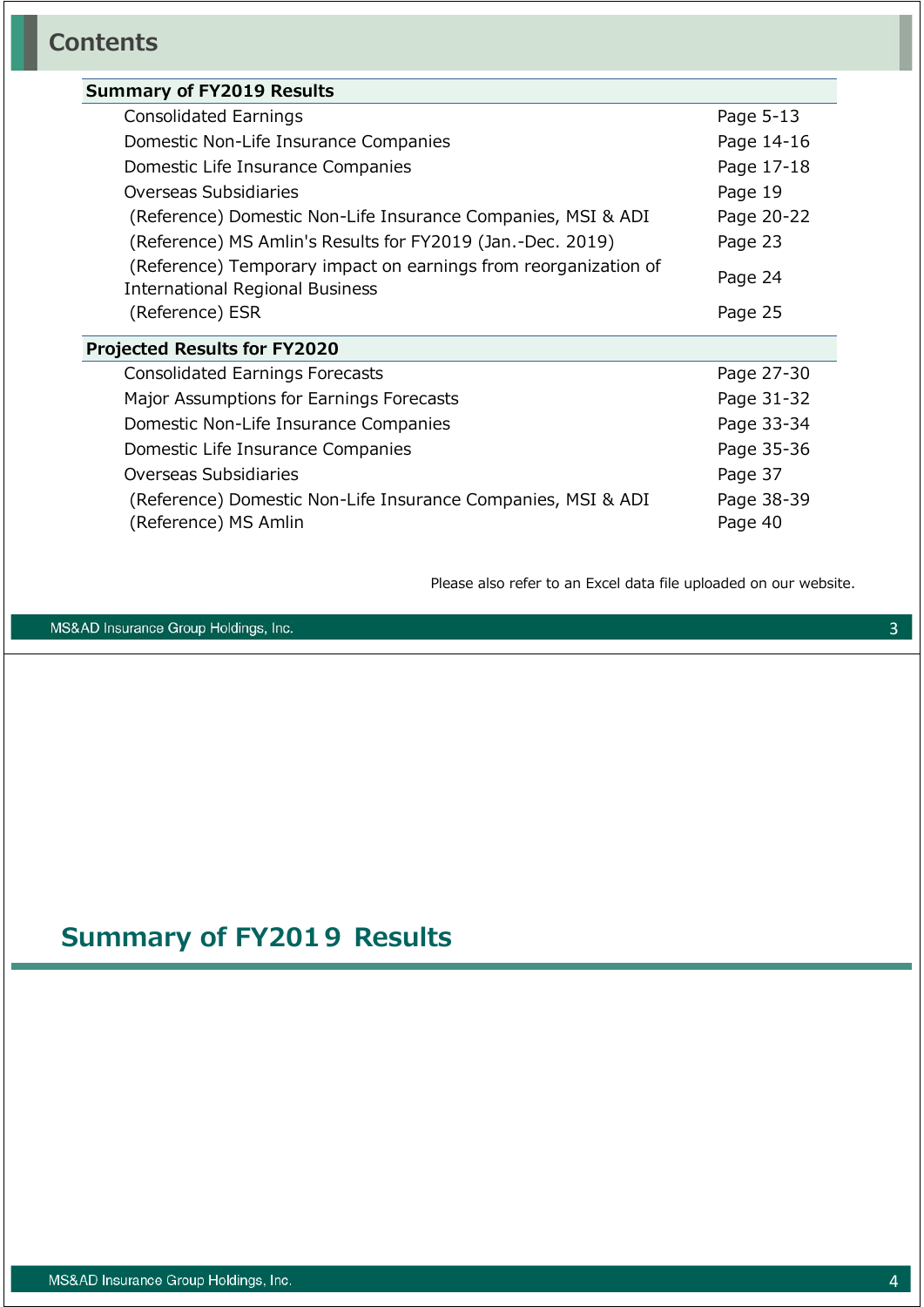## Contents

| | |
|---|---|
| **Summary of FY2019 Results** | |
| Consolidated Earnings | Page 5-13 |
| Domestic Non-Life Insurance Companies | Page 14-16 |
| Domestic Life Insurance Companies | Page 17-18 |
| Overseas Subsidiaries | Page 19 |
| (Reference) Domestic Non-Life Insurance Companies, MSI & ADI | Page 20-22 |
| (Reference) MS Amlin's Results for FY2019 (Jan.-Dec. 2019) | Page 23 |
| (Reference) Temporary impact on earnings from reorganization of International Regional Business | Page 24 |
| (Reference) ESR | Page 25 |
| **Projected Results for FY2020** | |
| Consolidated Earnings Forecasts | Page 27-30 |
| Major Assumptions for Earnings Forecasts | Page 31-32 |
| Domestic Non-Life Insurance Companies | Page 33-34 |
| Domestic Life Insurance Companies | Page 35-36 |
| Overseas Subsidiaries | Page 37 |
| (Reference) Domestic Non-Life Insurance Companies, MSI & ADI | Page 38-39 |
| (Reference) MS Amlin | Page 40 |

Please also refer to an Excel data file uploaded on our website.

# Summary of FY2019 Results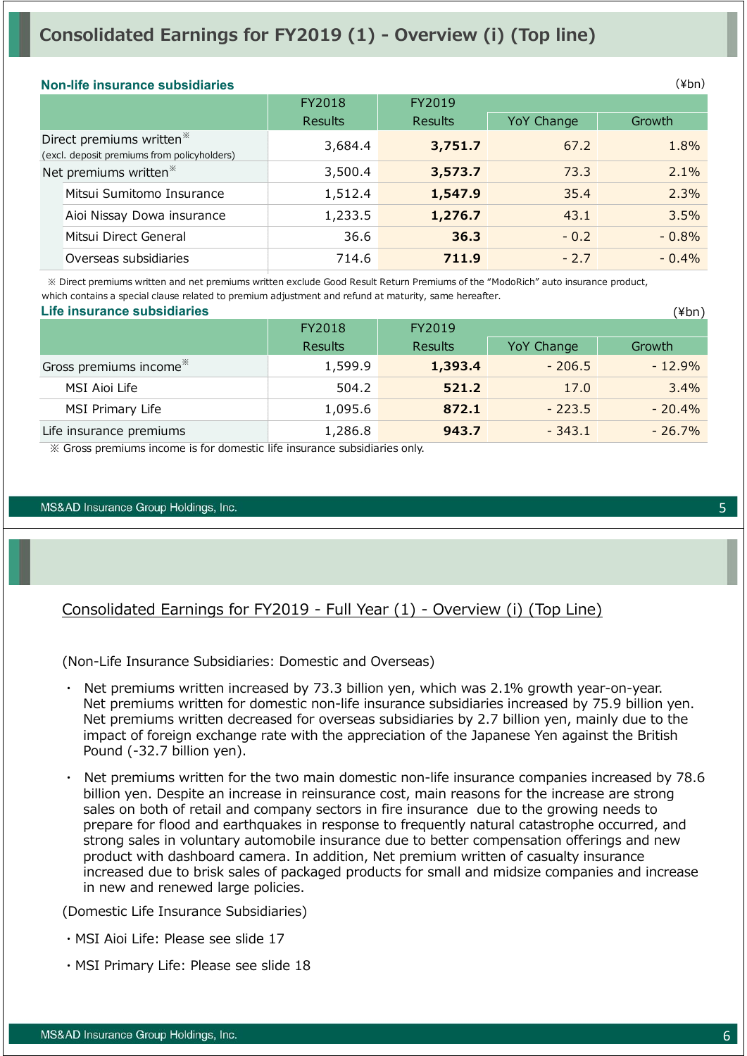# Consolidated Earnings for FY2019 (1) - Overview (i) (Top line)

**Non-life insurance subsidiaries**

(¥bn)

| | FY2018 Results | FY2019 Results | YoY Change | Growth |
|---|---|---|---|---|
| Direct premiums written※ (excl. deposit premiums from policyholders) | 3,684.4 | **3,751.7** | 67.2 | 1.8% |
| Net premiums written※ | 3,500.4 | **3,573.7** | 73.3 | 2.1% |
| Mitsui Sumitomo Insurance | 1,512.4 | **1,547.9** | 35.4 | 2.3% |
| Aioi Nissay Dowa insurance | 1,233.5 | **1,276.7** | 43.1 | 3.5% |
| Mitsui Direct General | 36.6 | **36.3** | - 0.2 | - 0.8% |
| Overseas subsidiaries | 714.6 | **711.9** | - 2.7 | - 0.4% |

※ Direct premiums written and net premiums written exclude Good Result Return Premiums of the "ModoRich" auto insurance product, which contains a special clause related to premium adjustment and refund at maturity, same hereafter.

**Life insurance subsidiaries**

(¥bn)

| | FY2018 Results | FY2019 Results | YoY Change | Growth |
|---|---|---|---|---|
| Gross premiums income※ | 1,599.9 | **1,393.4** | - 206.5 | - 12.9% |
| MSI Aioi Life | 504.2 | **521.2** | 17.0 | 3.4% |
| MSI Primary Life | 1,095.6 | **872.1** | - 223.5 | - 20.4% |
| Life insurance premiums | 1,286.8 | **943.7** | - 343.1 | - 26.7% |

※ Gross premiums income is for domestic life insurance subsidiaries only.

## Consolidated Earnings for FY2019 - Full Year (1) - Overview (i) (Top Line)

(Non-Life Insurance Subsidiaries: Domestic and Overseas)

- Net premiums written increased by 73.3 billion yen, which was 2.1% growth year-on-year. Net premiums written for domestic non-life insurance subsidiaries increased by 75.9 billion yen. Net premiums written decreased for overseas subsidiaries by 2.7 billion yen, mainly due to the impact of foreign exchange rate with the appreciation of the Japanese Yen against the British Pound (-32.7 billion yen).

- Net premiums written for the two main domestic non-life insurance companies increased by 78.6 billion yen. Despite an increase in reinsurance cost, main reasons for the increase are strong sales on both of retail and company sectors in fire insurance due to the growing needs to prepare for flood and earthquakes in response to frequently natural catastrophe occurred, and strong sales in voluntary automobile insurance due to better compensation offerings and new product with dashboard camera. In addition, Net premium written of casualty insurance increased due to brisk sales of packaged products for small and midsize companies and increase in new and renewed large policies.

(Domestic Life Insurance Subsidiaries)

- MSI Aioi Life: Please see slide 17
- MSI Primary Life: Please see slide 18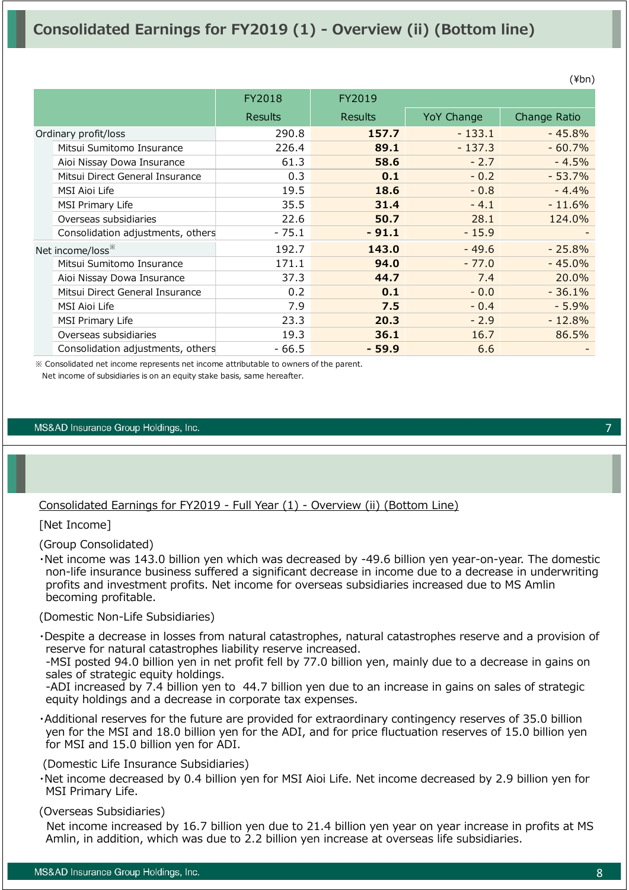# Consolidated Earnings for FY2019 (1) - Overview (ii) (Bottom line)

(¥bn)

| | FY2018 | FY2019 | | |
|---|---|---|---|---|
| | Results | Results | YoY Change | Change Ratio |
| Ordinary profit/loss | 290.8 | **157.7** | - 133.1 | - 45.8% |
| Mitsui Sumitomo Insurance | 226.4 | **89.1** | - 137.3 | - 60.7% |
| Aioi Nissay Dowa Insurance | 61.3 | **58.6** | - 2.7 | - 4.5% |
| Mitsui Direct General Insurance | 0.3 | **0.1** | - 0.2 | - 53.7% |
| MSI Aioi Life | 19.5 | **18.6** | - 0.8 | - 4.4% |
| MSI Primary Life | 35.5 | **31.4** | - 4.1 | - 11.6% |
| Overseas subsidiaries | 22.6 | **50.7** | 28.1 | 124.0% |
| Consolidation adjustments, others | - 75.1 | **- 91.1** | - 15.9 | - |
| Net income/loss※ | 192.7 | **143.0** | - 49.6 | - 25.8% |
| Mitsui Sumitomo Insurance | 171.1 | **94.0** | - 77.0 | - 45.0% |
| Aioi Nissay Dowa Insurance | 37.3 | **44.7** | 7.4 | 20.0% |
| Mitsui Direct General Insurance | 0.2 | **0.1** | - 0.0 | - 36.1% |
| MSI Aioi Life | 7.9 | **7.5** | - 0.4 | - 5.9% |
| MSI Primary Life | 23.3 | **20.3** | - 2.9 | - 12.8% |
| Overseas subsidiaries | 19.3 | **36.1** | 16.7 | 86.5% |
| Consolidation adjustments, others | - 66.5 | **- 59.9** | 6.6 | - |

※ Consolidated net income represents net income attributable to owners of the parent.
Net income of subsidiaries is on an equity stake basis, same hereafter.

Consolidated Earnings for FY2019 - Full Year (1) - Overview (ii) (Bottom Line)

[Net Income]

(Group Consolidated)

- Net income was 143.0 billion yen which was decreased by -49.6 billion yen year-on-year. The domestic non-life insurance business suffered a significant decrease in income due to a decrease in underwriting profits and investment profits. Net income for overseas subsidiaries increased due to MS Amlin becoming profitable.

(Domestic Non-Life Subsidiaries)

- Despite a decrease in losses from natural catastrophes, natural catastrophes reserve and a provision of reserve for natural catastrophes liability reserve increased.
  -MSI posted 94.0 billion yen in net profit fell by 77.0 billion yen, mainly due to a decrease in gains on sales of strategic equity holdings.
  -ADI increased by 7.4 billion yen to 44.7 billion yen due to an increase in gains on sales of strategic equity holdings and a decrease in corporate tax expenses.
- Additional reserves for the future are provided for extraordinary contingency reserves of 35.0 billion yen for the MSI and 18.0 billion yen for the ADI, and for price fluctuation reserves of 15.0 billion yen for MSI and 15.0 billion yen for ADI.

(Domestic Life Insurance Subsidiaries)

- Net income decreased by 0.4 billion yen for MSI Aioi Life. Net income decreased by 2.9 billion yen for MSI Primary Life.

(Overseas Subsidiaries)

Net income increased by 16.7 billion yen due to 21.4 billion yen year on year increase in profits at MS Amlin, in addition, which was due to 2.2 billion yen increase at overseas life subsidiaries.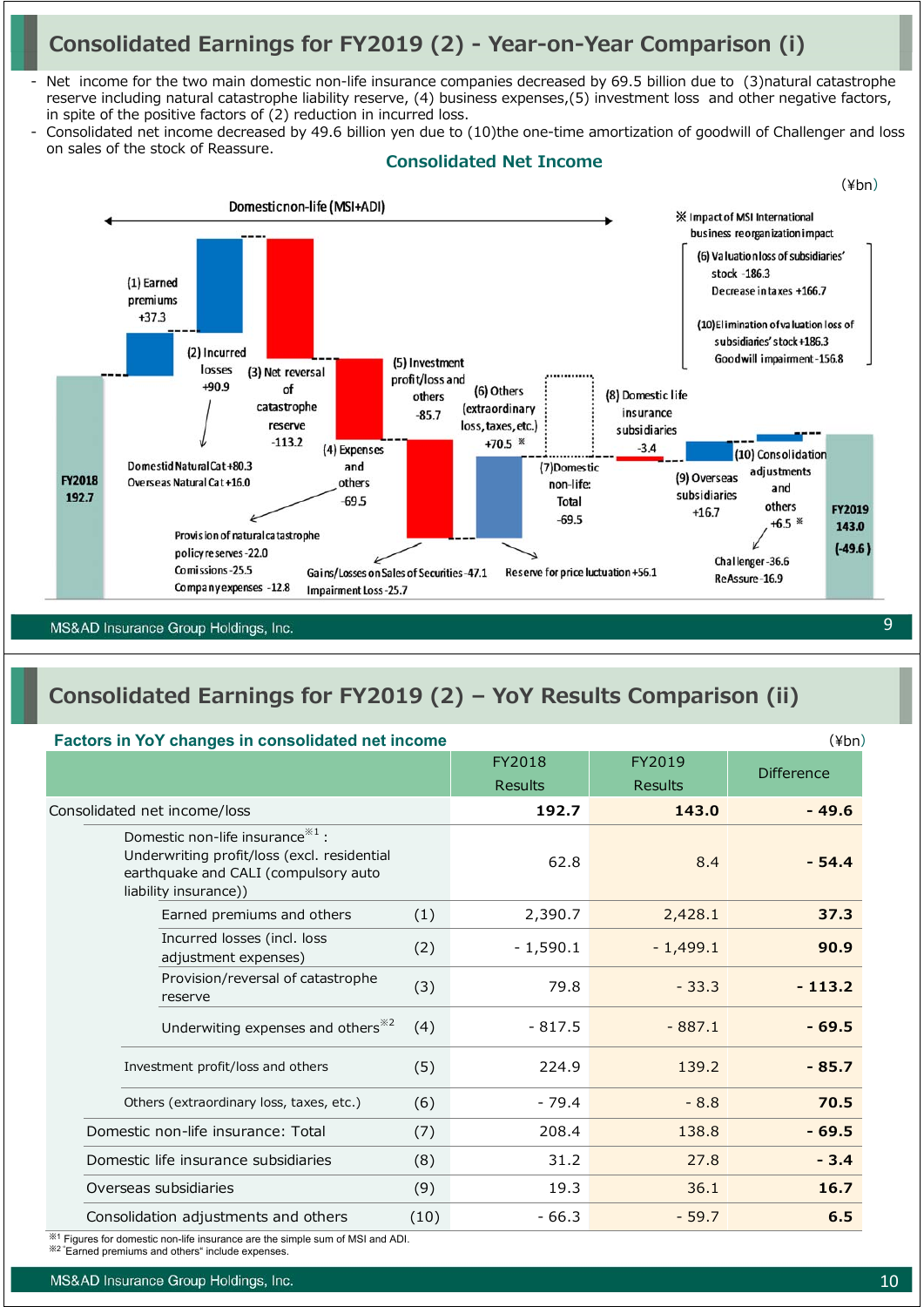## Consolidated Earnings for FY2019 (2) - Year-on-Year Comparison (i)

- Net income for the two main domestic non-life insurance companies decreased by 69.5 billion due to (3)natural catastrophe reserve including natural catastrophe liability reserve, (4) business expenses,(5) investment loss and other negative factors, in spite of the positive factors of (2) reduction in incurred loss.
- Consolidated net income decreased by 49.6 billion yen due to (10)the one-time amortization of goodwill of Challenger and loss on sales of the stock of Reassure.

### Consolidated Net Income

(¥bn)

Domestic non-life (MSI+ADI)

FY2018 192.7

(1) Earned premiums +37.3

(2) Incurred losses +90.9

Domestic Natural Cat +80.3
Overseas Natural Cat +16.0

(3) Net reversal of catastrophe reserve -113.2

(4) Expenses and others -69.5

Provision of natural catastrophe policy reserves -22.0
Comissions -25.5
Company expenses -12.8

(5) Investment profit/loss and others -85.7

Gains/Losses on Sales of Securities -47.1
Impairment Loss -25.7

(6) Others (extraordinary loss, taxes, etc.) +70.5 ※

Reserve for price luctuation +56.1

(7) Domestic non-life: Total -69.5

(8) Domestic life insurance subsidiaries -3.4

(9) Overseas subsidiaries +16.7

(10) Consolidation adjustments and others +6.5 ※

Challenger -36.6
ReAssure -16.9

FY2019 143.0 (-49.6)

※ Impact of MSI International business reorganization impact

(6) Valuation loss of subsidiaries' stock -186.3
Decrease in taxes +166.7

(10) Elimination of valuation loss of subsidiaries' stock +186.3
Goodwill impairment -156.8

## Consolidated Earnings for FY2019 (2) – YoY Results Comparison (ii)

**Factors in YoY changes in consolidated net income** (¥bn)

| | | FY2018 Results | FY2019 Results | Difference |
|---|---|---|---|---|
| Consolidated net income/loss | | **192.7** | **143.0** | **- 49.6** |
| Domestic non-life insurance[※1] : Underwriting profit/loss (excl. residential earthquake and CALI (compulsory auto liability insurance)) | | 62.8 | 8.4 | **- 54.4** |
| Earned premiums and others | (1) | 2,390.7 | 2,428.1 | **37.3** |
| Incurred losses (incl. loss adjustment expenses) | (2) | - 1,590.1 | - 1,499.1 | **90.9** |
| Provision/reversal of catastrophe reserve | (3) | 79.8 | - 33.3 | **- 113.2** |
| Underwiting expenses and others[※2] | (4) | - 817.5 | - 887.1 | **- 69.5** |
| Investment profit/loss and others | (5) | 224.9 | 139.2 | **- 85.7** |
| Others (extraordinary loss, taxes, etc.) | (6) | - 79.4 | - 8.8 | **70.5** |
| Domestic non-life insurance: Total | (7) | 208.4 | 138.8 | **- 69.5** |
| Domestic life insurance subsidiaries | (8) | 31.2 | 27.8 | **- 3.4** |
| Overseas subsidiaries | (9) | 19.3 | 36.1 | **16.7** |
| Consolidation adjustments and others | (10) | - 66.3 | - 59.7 | **6.5** |

※1 Figures for domestic non-life insurance are the simple sum of MSI and ADI.
※2 "Earned premiums and others" include expenses.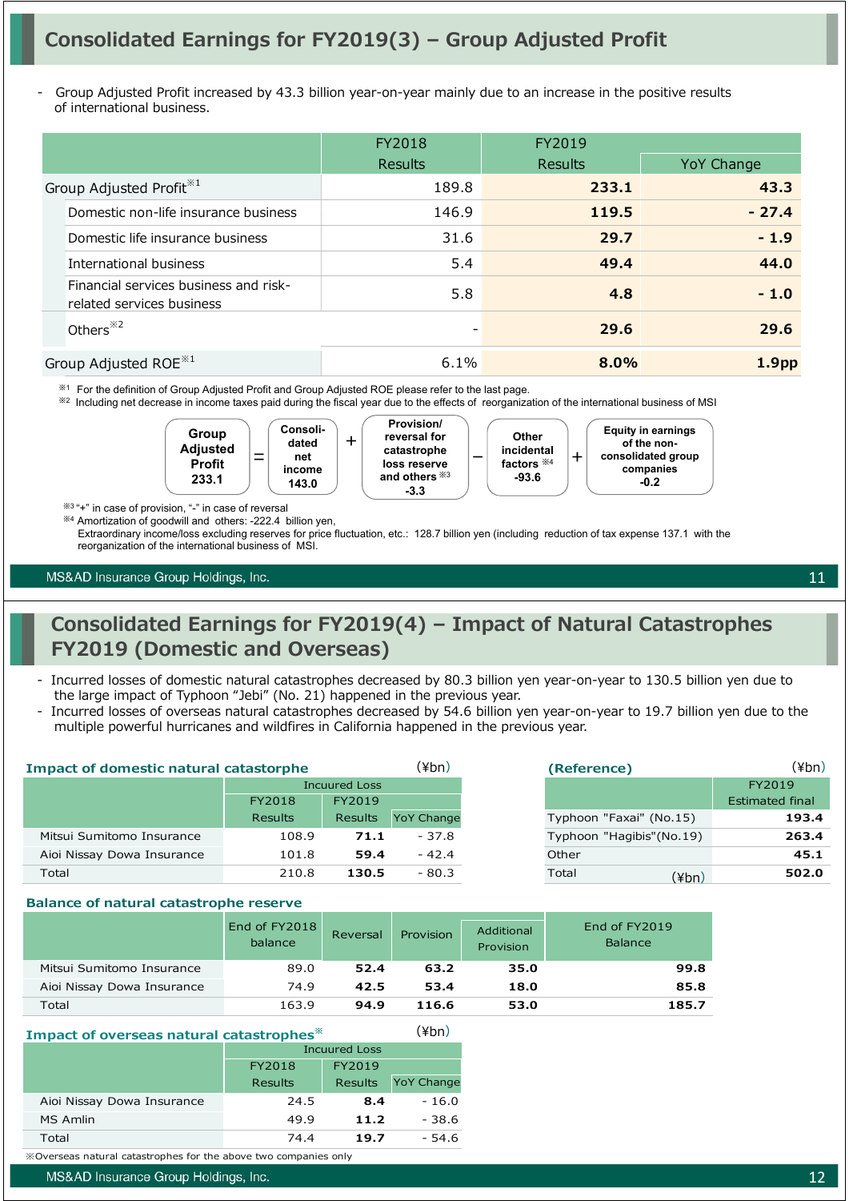# Consolidated Earnings for FY2019(3) – Group Adjusted Profit

- Group Adjusted Profit increased by 43.3 billion year-on-year mainly due to an increase in the positive results of international business.

| | FY2018 Results | FY2019 Results | YoY Change |
|---|---|---|---|
| Group Adjusted Profit※1 | 189.8 | **233.1** | **43.3** |
| Domestic non-life insurance business | 146.9 | **119.5** | **- 27.4** |
| Domestic life insurance business | 31.6 | **29.7** | **- 1.9** |
| International business | 5.4 | **49.4** | **44.0** |
| Financial services business and risk-related services business | 5.8 | **4.8** | **- 1.0** |
| Others※2 | - | **29.6** | **29.6** |
| Group Adjusted ROE※1 | 6.1% | **8.0%** | **1.9pp** |

※1 For the definition of Group Adjusted Profit and Group Adjusted ROE please refer to the last page.
※2 Including net decrease in income taxes paid during the fiscal year due to the effects of reorganization of the international business of MSI

**Group Adjusted Profit 233.1** = **Consolidated net income 143.0** + **Provision/ reversal for catastrophe loss reserve and others※3 -3.3** − **Other incidental factors※4 -93.6** + **Equity in earnings of the non-consolidated group companies -0.2**

※3 "+" in case of provision, "-" in case of reversal
※4 Amortization of goodwill and others: -222.4 billion yen,
Extraordinary income/loss excluding reserves for price fluctuation, etc.: 128.7 billion yen (including reduction of tax expense 137.1 with the reorganization of the international business of MSI.

# Consolidated Earnings for FY2019(4) – Impact of Natural Catastrophes FY2019 (Domestic and Overseas)

- Incurred losses of domestic natural catastrophes decreased by 80.3 billion yen year-on-year to 130.5 billion yen due to the large impact of Typhoon "Jebi" (No. 21) happened in the previous year.
- Incurred losses of overseas natural catastrophes decreased by 54.6 billion yen year-on-year to 19.7 billion yen due to the multiple powerful hurricanes and wildfires in California happened in the previous year.

### Impact of domestic natural catastorphe

(¥bn)

| | Incuured Loss | | |
|---|---|---|---|
| | FY2018 Results | FY2019 Results | YoY Change |
| Mitsui Sumitomo Insurance | 108.9 | **71.1** | - 37.8 |
| Aioi Nissay Dowa Insurance | 101.8 | **59.4** | - 42.4 |
| Total | 210.8 | **130.5** | - 80.3 |

### (Reference)

(¥bn)

| | FY2019 Estimated final |
|---|---|
| Typhoon "Faxai" (No.15) | **193.4** |
| Typhoon "Hagibis"(No.19) | **263.4** |
| Other | **45.1** |
| Total | **502.0** |

### Balance of natural catastrophe reserve

(¥bn)

| | End of FY2018 balance | Reversal | Provision | Additional Provision | End of FY2019 Balance |
|---|---|---|---|---|---|
| Mitsui Sumitomo Insurance | 89.0 | **52.4** | **63.2** | **35.0** | **99.8** |
| Aioi Nissay Dowa Insurance | 74.9 | **42.5** | **53.4** | **18.0** | **85.8** |
| Total | 163.9 | **94.9** | **116.6** | **53.0** | **185.7** |

### Impact of overseas natural catastrophes※

(¥bn)

| | Incuured Loss | | |
|---|---|---|---|
| | FY2018 Results | FY2019 Results | YoY Change |
| Aioi Nissay Dowa Insurance | 24.5 | **8.4** | - 16.0 |
| MS Amlin | 49.9 | **11.2** | - 38.6 |
| Total | 74.4 | **19.7** | - 54.6 |

※Overseas natural catastrophes for the above two companies only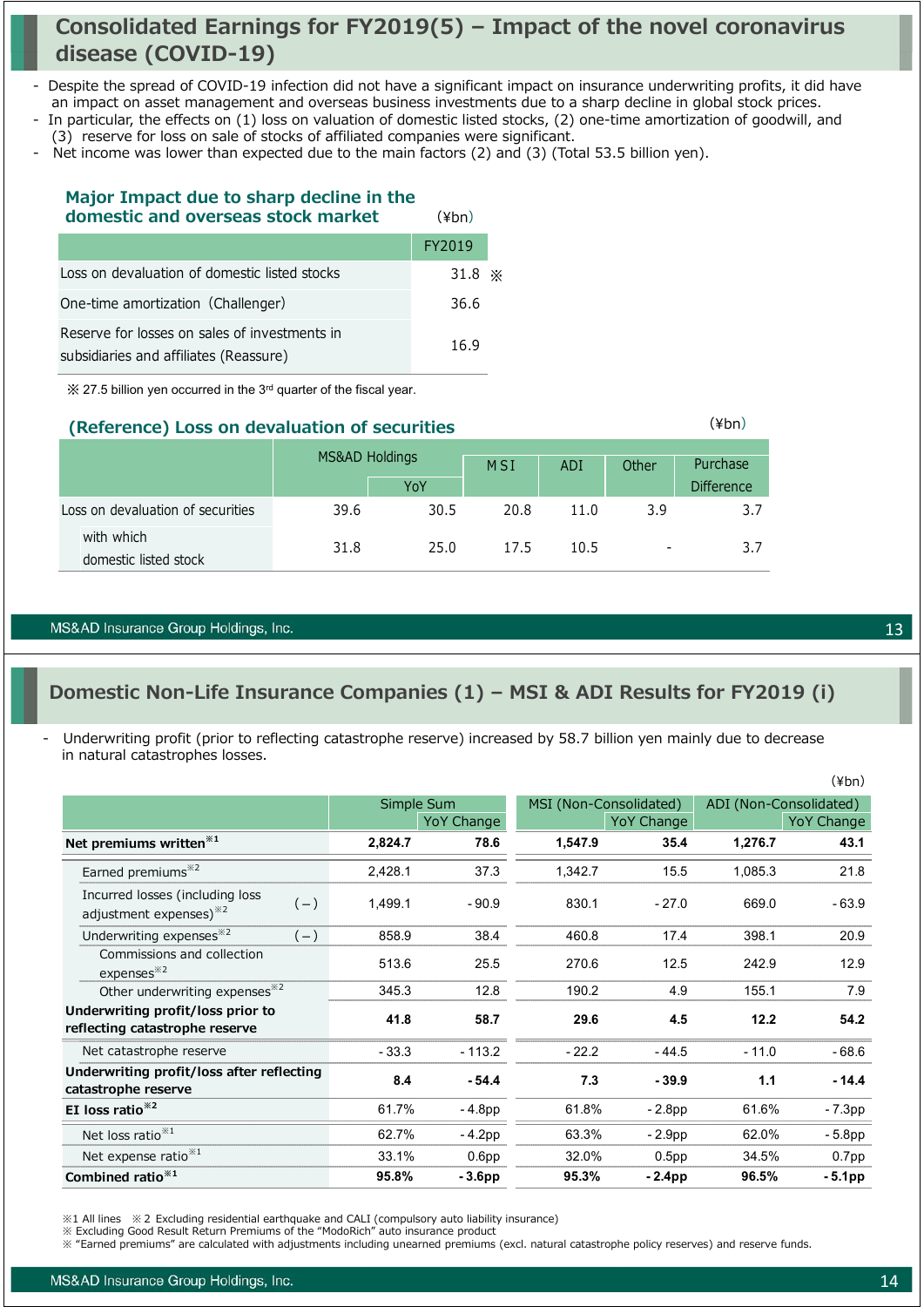## Consolidated Earnings for FY2019(5) – Impact of the novel coronavirus disease (COVID-19)

- Despite the spread of COVID-19 infection did not have a significant impact on insurance underwriting profits, it did have an impact on asset management and overseas business investments due to a sharp decline in global stock prices.
- In particular, the effects on (1) loss on valuation of domestic listed stocks, (2) one-time amortization of goodwill, and (3) reserve for loss on sale of stocks of affiliated companies were significant.
- Net income was lower than expected due to the main factors (2) and (3) (Total 53.5 billion yen).

### Major Impact due to sharp decline in the domestic and overseas stock market

(¥bn)

| | FY2019 |
|---|---|
| Loss on devaluation of domestic listed stocks | 31.8 ※ |
| One-time amortization (Challenger) | 36.6 |
| Reserve for losses on sales of investments in subsidiaries and affiliates (Reassure) | 16.9 |

※ 27.5 billion yen occurred in the 3rd quarter of the fiscal year.

### (Reference) Loss on devaluation of securities

(¥bn)

| | MS&AD Holdings | | MSI | ADI | Other | Purchase Difference |
|---|---|---|---|---|---|---|
| | | YoY | | | | |
| Loss on devaluation of securities | 39.6 | 30.5 | 20.8 | 11.0 | 3.9 | 3.7 |
| with which domestic listed stock | 31.8 | 25.0 | 17.5 | 10.5 | - | 3.7 |

## Domestic Non-Life Insurance Companies (1) – MSI & ADI Results for FY2019 (i)

- Underwriting profit (prior to reflecting catastrophe reserve) increased by 58.7 billion yen mainly due to decrease in natural catastrophes losses.

(¥bn)

| | | Simple Sum | | MSI (Non-Consolidated) | | ADI (Non-Consolidated) | |
|---|---|---|---|---|---|---|---|
| | | | YoY Change | | YoY Change | | YoY Change |
| **Net premiums written※1** | | **2,824.7** | **78.6** | **1,547.9** | **35.4** | **1,276.7** | **43.1** |
| Earned premiums※2 | | 2,428.1 | 37.3 | 1,342.7 | 15.5 | 1,085.3 | 21.8 |
| Incurred losses (including loss adjustment expenses)※2 | (－) | 1,499.1 | - 90.9 | 830.1 | - 27.0 | 669.0 | - 63.9 |
| Underwriting expenses※2 | (－) | 858.9 | 38.4 | 460.8 | 17.4 | 398.1 | 20.9 |
| Commissions and collection expenses※2 | | 513.6 | 25.5 | 270.6 | 12.5 | 242.9 | 12.9 |
| Other underwriting expenses※2 | | 345.3 | 12.8 | 190.2 | 4.9 | 155.1 | 7.9 |
| **Underwriting profit/loss prior to reflecting catastrophe reserve** | | **41.8** | **58.7** | **29.6** | **4.5** | **12.2** | **54.2** |
| Net catastrophe reserve | | - 33.3 | - 113.2 | - 22.2 | - 44.5 | - 11.0 | - 68.6 |
| **Underwriting profit/loss after reflecting catastrophe reserve** | | **8.4** | **- 54.4** | **7.3** | **- 39.9** | **1.1** | **- 14.4** |
| **EI loss ratio※2** | | 61.7% | - 4.8pp | 61.8% | - 2.8pp | 61.6% | - 7.3pp |
| Net loss ratio※1 | | 62.7% | - 4.2pp | 63.3% | - 2.9pp | 62.0% | - 5.8pp |
| Net expense ratio※1 | | 33.1% | 0.6pp | 32.0% | 0.5pp | 34.5% | 0.7pp |
| **Combined ratio※1** | | **95.8%** | **- 3.6pp** | **95.3%** | **- 2.4pp** | **96.5%** | **- 5.1pp** |

※1 All lines ※2 Excluding residential earthquake and CALI (compulsory auto liability insurance)
※ Excluding Good Result Return Premiums of the "ModoRich" auto insurance product
※ "Earned premiums" are calculated with adjustments including unearned premiums (excl. natural catastrophe policy reserves) and reserve funds.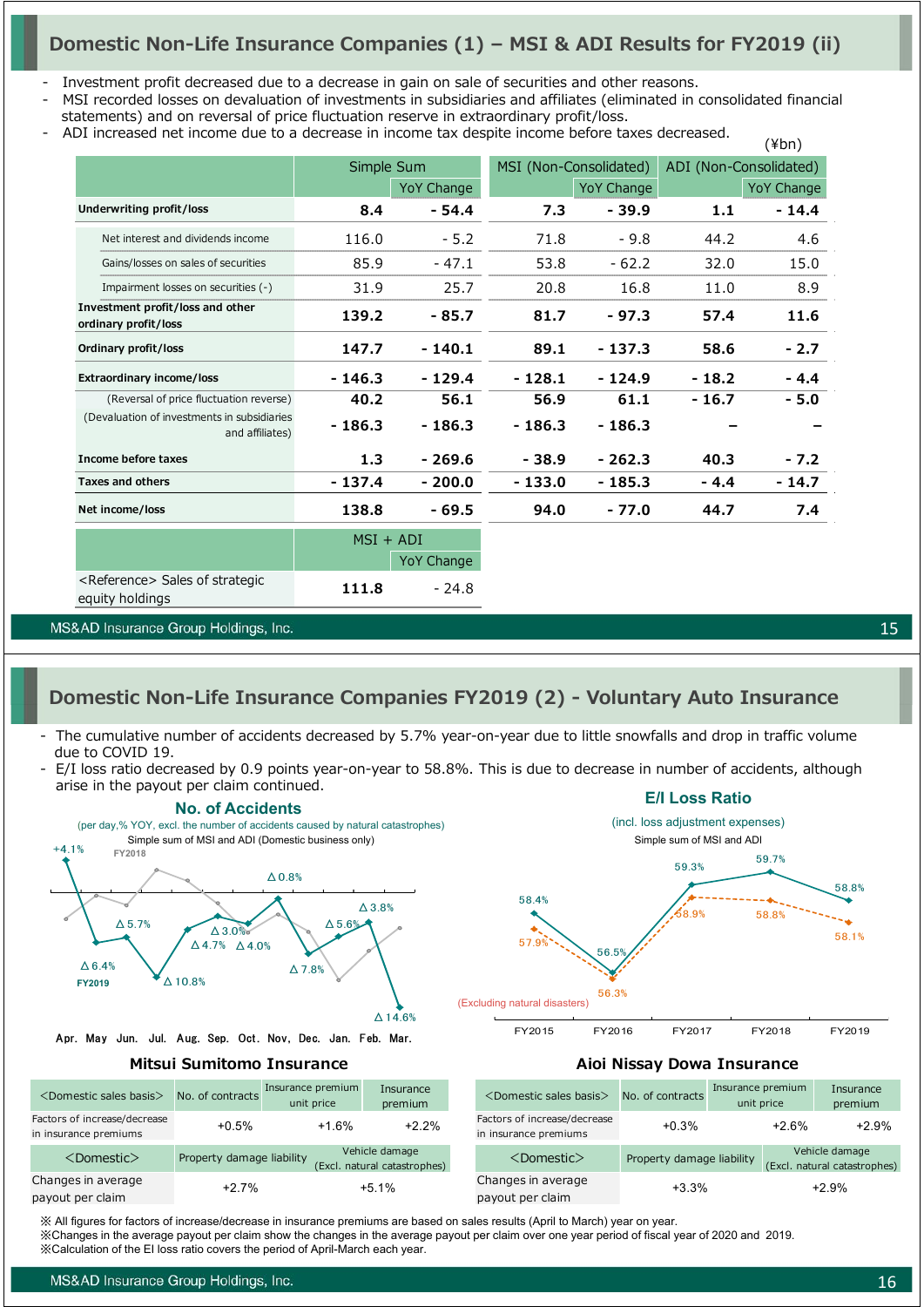## Domestic Non-Life Insurance Companies (1) – MSI & ADI Results for FY2019 (ii)

- Investment profit decreased due to a decrease in gain on sale of securities and other reasons.
- MSI recorded losses on devaluation of investments in subsidiaries and affiliates (eliminated in consolidated financial statements) and on reversal of price fluctuation reserve in extraordinary profit/loss.
- ADI increased net income due to a decrease in income tax despite income before taxes decreased.

(¥bn)

| | Simple Sum | | MSI (Non-Consolidated) | | ADI (Non-Consolidated) | |
|---|---|---|---|---|---|---|
| | | YoY Change | | YoY Change | | YoY Change |
| **Underwriting profit/loss** | **8.4** | **- 54.4** | **7.3** | **- 39.9** | **1.1** | **- 14.4** |
| Net interest and dividends income | 116.0 | - 5.2 | 71.8 | - 9.8 | 44.2 | 4.6 |
| Gains/losses on sales of securities | 85.9 | - 47.1 | 53.8 | - 62.2 | 32.0 | 15.0 |
| Impairment losses on securities (-) | 31.9 | 25.7 | 20.8 | 16.8 | 11.0 | 8.9 |
| **Investment profit/loss and other ordinary profit/loss** | **139.2** | **- 85.7** | **81.7** | **- 97.3** | **57.4** | **11.6** |
| **Ordinary profit/loss** | **147.7** | **- 140.1** | **89.1** | **- 137.3** | **58.6** | **- 2.7** |
| **Extraordinary income/loss** | **- 146.3** | **- 129.4** | **- 128.1** | **- 124.9** | **- 18.2** | **- 4.4** |
| (Reversal of price fluctuation reverse) | **40.2** | **56.1** | **56.9** | **61.1** | **- 16.7** | **- 5.0** |
| (Devaluation of investments in subsidiaries and affiliates) | **- 186.3** | **- 186.3** | **- 186.3** | **- 186.3** | **–** | **–** |
| **Income before taxes** | **1.3** | **- 269.6** | **- 38.9** | **- 262.3** | **40.3** | **- 7.2** |
| **Taxes and others** | **- 137.4** | **- 200.0** | **- 133.0** | **- 185.3** | **- 4.4** | **- 14.7** |
| **Net income/loss** | **138.8** | **- 69.5** | **94.0** | **- 77.0** | **44.7** | **7.4** |

| | MSI + ADI | |
|---|---|---|
| | | YoY Change |
| <Reference> Sales of strategic equity holdings | **111.8** | - 24.8 |

## Domestic Non-Life Insurance Companies FY2019 (2) - Voluntary Auto Insurance

- The cumulative number of accidents decreased by 5.7% year-on-year due to little snowfalls and drop in traffic volume due to COVID 19.
- E/I loss ratio decreased by 0.9 points year-on-year to 58.8%. This is due to decrease in number of accidents, although arise in the payout per claim continued.

**No. of Accidents**
(per day,% YOY, excl. the number of accidents caused by natural catastrophes)
Simple sum of MSI and ADI (Domestic business only)

FY2018
FY2019
+4.1%, △6.4%, △5.7%, △10.8%, △4.7%, △3.0%, △4.0%, △0.8%, △7.8%, △5.6%, △3.8%, △14.6%
Apr. May Jun. Jul. Aug. Sep. Oct. Nov. Dec. Jan. Feb. Mar.

**E/I Loss Ratio**
(incl. loss adjustment expenses)
Simple sum of MSI and ADI

58.4%, 56.5%, 59.3%, 59.7%, 58.8%
57.9%, 56.3%, 58.9%, 58.8%, 58.1%
(Excluding natural disasters)
FY2015 FY2016 FY2017 FY2018 FY2019

**Mitsui Sumitomo Insurance**

| <Domestic sales basis> | No. of contracts | Insurance premium unit price | Insurance premium |
|---|---|---|---|
| Factors of increase/decrease in insurance premiums | +0.5% | +1.6% | +2.2% |

| <Domestic> | Property damage liability | Vehicle damage (Excl. natural catastrophes) |
|---|---|---|
| Changes in average payout per claim | +2.7% | +5.1% |

**Aioi Nissay Dowa Insurance**

| <Domestic sales basis> | No. of contracts | Insurance premium unit price | Insurance premium |
|---|---|---|---|
| Factors of increase/decrease in insurance premiums | +0.3% | +2.6% | +2.9% |

| <Domestic> | Property damage liability | Vehicle damage (Excl. natural catastrophes) |
|---|---|---|
| Changes in average payout per claim | +3.3% | +2.9% |

※ All figures for factors of increase/decrease in insurance premiums are based on sales results (April to March) year on year.
※Changes in the average payout per claim show the changes in the average payout per claim over one year period of fiscal year of 2020 and 2019.
※Calculation of the EI loss ratio covers the period of April-March each year.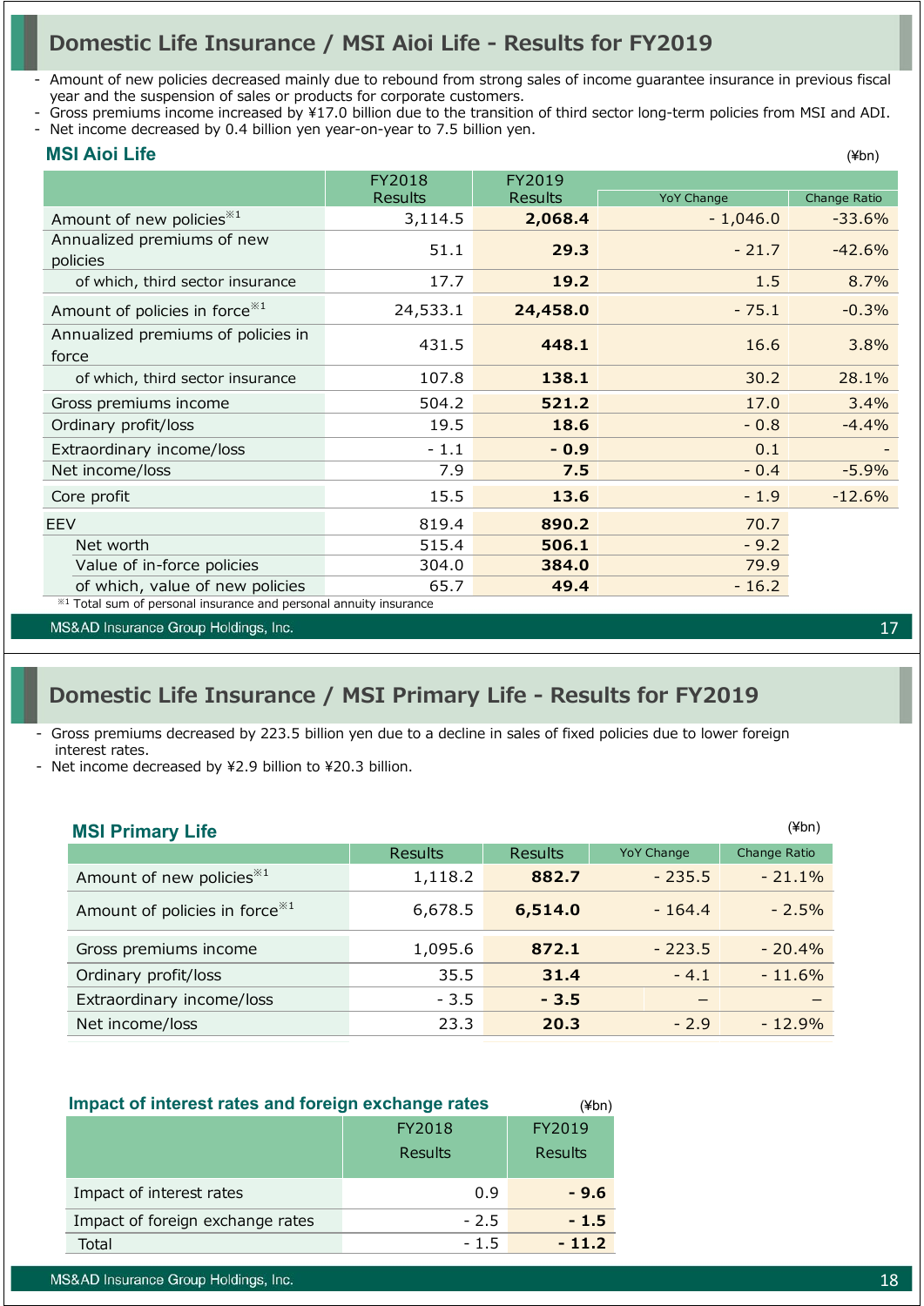# Domestic Life Insurance / MSI Aioi Life - Results for FY2019

- Amount of new policies decreased mainly due to rebound from strong sales of income guarantee insurance in previous fiscal year and the suspension of sales or products for corporate customers.
- Gross premiums income increased by ¥17.0 billion due to the transition of third sector long-term policies from MSI and ADI.
- Net income decreased by 0.4 billion yen year-on-year to 7.5 billion yen.

## MSI Aioi Life

(¥bn)

| | FY2018 Results | FY2019 Results | YoY Change | Change Ratio |
|---|---|---|---|---|
| Amount of new policies※1 | 3,114.5 | **2,068.4** | - 1,046.0 | -33.6% |
| Annualized premiums of new policies | 51.1 | **29.3** | - 21.7 | -42.6% |
| of which, third sector insurance | 17.7 | **19.2** | 1.5 | 8.7% |
| Amount of policies in force※1 | 24,533.1 | **24,458.0** | - 75.1 | -0.3% |
| Annualized premiums of policies in force | 431.5 | **448.1** | 16.6 | 3.8% |
| of which, third sector insurance | 107.8 | **138.1** | 30.2 | 28.1% |
| Gross premiums income | 504.2 | **521.2** | 17.0 | 3.4% |
| Ordinary profit/loss | 19.5 | **18.6** | - 0.8 | -4.4% |
| Extraordinary income/loss | - 1.1 | **- 0.9** | 0.1 | - |
| Net income/loss | 7.9 | **7.5** | - 0.4 | -5.9% |
| Core profit | 15.5 | **13.6** | - 1.9 | -12.6% |
| EEV | 819.4 | **890.2** | 70.7 | |
| Net worth | 515.4 | **506.1** | - 9.2 | |
| Value of in-force policies | 304.0 | **384.0** | 79.9 | |
| of which, value of new policies | 65.7 | **49.4** | - 16.2 | |

※1 Total sum of personal insurance and personal annuity insurance

# Domestic Life Insurance / MSI Primary Life - Results for FY2019

- Gross premiums decreased by 223.5 billion yen due to a decline in sales of fixed policies due to lower foreign interest rates.
- Net income decreased by ¥2.9 billion to ¥20.3 billion.

## MSI Primary Life

(¥bn)

| | Results | Results | YoY Change | Change Ratio |
|---|---|---|---|---|
| Amount of new policies※1 | 1,118.2 | **882.7** | - 235.5 | - 21.1% |
| Amount of policies in force※1 | 6,678.5 | **6,514.0** | - 164.4 | - 2.5% |
| Gross premiums income | 1,095.6 | **872.1** | - 223.5 | - 20.4% |
| Ordinary profit/loss | 35.5 | **31.4** | - 4.1 | - 11.6% |
| Extraordinary income/loss | - 3.5 | **- 3.5** | – | – |
| Net income/loss | 23.3 | **20.3** | - 2.9 | - 12.9% |

## Impact of interest rates and foreign exchange rates

(¥bn)

| | FY2018 Results | FY2019 Results |
|---|---|---|
| Impact of interest rates | 0.9 | **- 9.6** |
| Impact of foreign exchange rates | - 2.5 | **- 1.5** |
| Total | - 1.5 | **- 11.2** |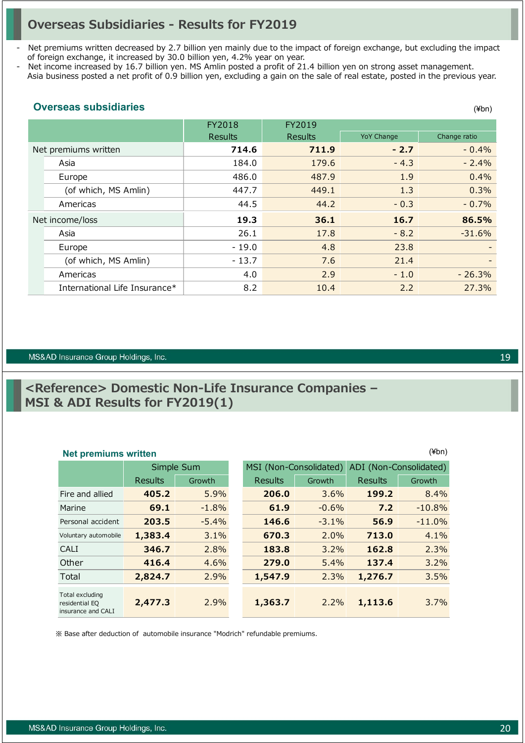## Overseas Subsidiaries - Results for FY2019

- Net premiums written decreased by 2.7 billion yen mainly due to the impact of foreign exchange, but excluding the impact of foreign exchange, it increased by 30.0 billion yen, 4.2% year on year.
- Net income increased by 16.7 billion yen. MS Amlin posted a profit of 21.4 billion yen on strong asset management. Asia business posted a net profit of 0.9 billion yen, excluding a gain on the sale of real estate, posted in the previous year.

### Overseas subsidiaries

(¥bn)

| | FY2018 Results | FY2019 Results | | |
|---|---|---|---|---|
| | | | YoY Change | Change ratio |
| Net premiums written | **714.6** | **711.9** | **- 2.7** | - 0.4% |
| Asia | 184.0 | 179.6 | - 4.3 | - 2.4% |
| Europe | 486.0 | 487.9 | 1.9 | 0.4% |
| (of which, MS Amlin) | 447.7 | 449.1 | 1.3 | 0.3% |
| Americas | 44.5 | 44.2 | - 0.3 | - 0.7% |
| Net income/loss | **19.3** | **36.1** | **16.7** | **86.5%** |
| Asia | 26.1 | 17.8 | - 8.2 | -31.6% |
| Europe | - 19.0 | 4.8 | 23.8 | - |
| (of which, MS Amlin) | - 13.7 | 7.6 | 21.4 | - |
| Americas | 4.0 | 2.9 | - 1.0 | - 26.3% |
| International Life Insurance* | 8.2 | 10.4 | 2.2 | 27.3% |

## <Reference> Domestic Non-Life Insurance Companies – MSI & ADI Results for FY2019(1)

### Net premiums written

(¥bn)

| | Simple Sum | | MSI (Non-Consolidated) | | ADI (Non-Consolidated) | |
|---|---|---|---|---|---|---|
| | Results | Growth | Results | Growth | Results | Growth |
| Fire and allied | **405.2** | 5.9% | **206.0** | 3.6% | **199.2** | 8.4% |
| Marine | **69.1** | -1.8% | **61.9** | -0.6% | **7.2** | -10.8% |
| Personal accident | **203.5** | -5.4% | **146.6** | -3.1% | **56.9** | -11.0% |
| Voluntary automobile | **1,383.4** | 3.1% | **670.3** | 2.0% | **713.0** | 4.1% |
| CALI | **346.7** | 2.8% | **183.8** | 3.2% | **162.8** | 2.3% |
| Other | **416.4** | 4.6% | **279.0** | 5.4% | **137.4** | 3.2% |
| Total | **2,824.7** | 2.9% | **1,547.9** | 2.3% | **1,276.7** | 3.5% |
| Total excluding residential EQ insurance and CALI | **2,477.3** | 2.9% | **1,363.7** | 2.2% | **1,113.6** | 3.7% |

※ Base after deduction of automobile insurance "Modrich" refundable premiums.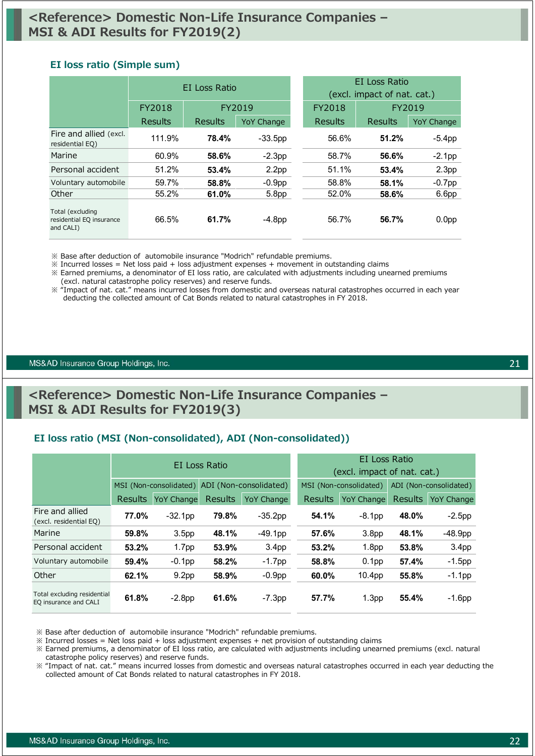# <Reference> Domestic Non-Life Insurance Companies – MSI & ADI Results for FY2019(2)

### EI loss ratio (Simple sum)

| | EI Loss Ratio | | | EI Loss Ratio (excl. impact of nat. cat.) | | |
|---|---|---|---|---|---|---|
| | FY2018 | FY2019 | | FY2018 | FY2019 | |
| | Results | Results | YoY Change | Results | Results | YoY Change |
| Fire and allied (excl. residential EQ) | 111.9% | **78.4%** | -33.5pp | 56.6% | **51.2%** | -5.4pp |
| Marine | 60.9% | **58.6%** | -2.3pp | 58.7% | **56.6%** | -2.1pp |
| Personal accident | 51.2% | **53.4%** | 2.2pp | 51.1% | **53.4%** | 2.3pp |
| Voluntary automobile | 59.7% | **58.8%** | -0.9pp | 58.8% | **58.1%** | -0.7pp |
| Other | 55.2% | **61.0%** | 5.8pp | 52.0% | **58.6%** | 6.6pp |
| Total (excluding residential EQ insurance and CALI) | 66.5% | **61.7%** | -4.8pp | 56.7% | **56.7%** | 0.0pp |

※ Base after deduction of automobile insurance "Modrich" refundable premiums.
※ Incurred losses = Net loss paid + loss adjustment expenses + movement in outstanding claims
※ Earned premiums, a denominator of EI loss ratio, are calculated with adjustments including unearned premiums (excl. natural catastrophe policy reserves) and reserve funds.
※ "Impact of nat. cat." means incurred losses from domestic and overseas natural catastrophes occurred in each year deducting the collected amount of Cat Bonds related to natural catastrophes in FY 2018.

# <Reference> Domestic Non-Life Insurance Companies – MSI & ADI Results for FY2019(3)

### EI loss ratio (MSI (Non-consolidated), ADI (Non-consolidated))

| | EI Loss Ratio | | | | EI Loss Ratio (excl. impact of nat. cat.) | | | |
|---|---|---|---|---|---|---|---|---|
| | MSI (Non-consolidated) | | ADI (Non-consolidated) | | MSI (Non-consolidated) | | ADI (Non-consolidated) | |
| | Results | YoY Change | Results | YoY Change | Results | YoY Change | Results | YoY Change |
| Fire and allied (excl. residential EQ) | **77.0%** | -32.1pp | **79.8%** | -35.2pp | **54.1%** | -8.1pp | **48.0%** | -2.5pp |
| Marine | **59.8%** | 3.5pp | **48.1%** | -49.1pp | **57.6%** | 3.8pp | **48.1%** | -48.9pp |
| Personal accident | **53.2%** | 1.7pp | **53.9%** | 3.4pp | **53.2%** | 1.8pp | **53.8%** | 3.4pp |
| Voluntary automobile | **59.4%** | -0.1pp | **58.2%** | -1.7pp | **58.8%** | 0.1pp | **57.4%** | -1.5pp |
| Other | **62.1%** | 9.2pp | **58.9%** | -0.9pp | **60.0%** | 10.4pp | **55.8%** | -1.1pp |
| Total excluding residential EQ insurance and CALI | **61.8%** | -2.8pp | **61.6%** | -7.3pp | **57.7%** | 1.3pp | **55.4%** | -1.6pp |

※ Base after deduction of automobile insurance "Modrich" refundable premiums.
※ Incurred losses = Net loss paid + loss adjustment expenses + net provision of outstanding claims
※ Earned premiums, a denominator of EI loss ratio, are calculated with adjustments including unearned premiums (excl. natural catastrophe policy reserves) and reserve funds.
※ "Impact of nat. cat." means incurred losses from domestic and overseas natural catastrophes occurred in each year deducting the collected amount of Cat Bonds related to natural catastrophes in FY 2018.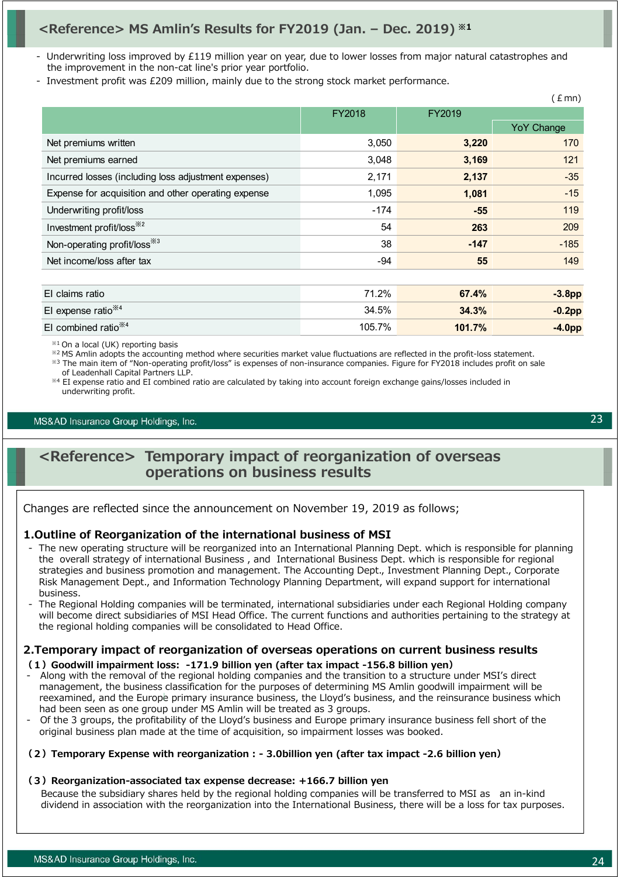## <Reference> MS Amlin's Results for FY2019 (Jan. – Dec. 2019) ※1

- Underwriting loss improved by £119 million year on year, due to lower losses from major natural catastrophes and the improvement in the non-cat line's prior year portfolio.
- Investment profit was £209 million, mainly due to the strong stock market performance.

(£mn)

| | FY2018 | FY2019 | YoY Change |
|---|---|---|---|
| Net premiums written | 3,050 | **3,220** | 170 |
| Net premiums earned | 3,048 | **3,169** | 121 |
| Incurred losses (including loss adjustment expenses) | 2,171 | **2,137** | -35 |
| Expense for acquisition and other operating expense | 1,095 | **1,081** | -15 |
| Underwriting profit/loss | -174 | **-55** | 119 |
| Investment profit/loss※2 | 54 | **263** | 209 |
| Non-operating profit/loss※3 | 38 | **-147** | -185 |
| Net income/loss after tax | -94 | **55** | 149 |
| EI claims ratio | 71.2% | **67.4%** | **-3.8pp** |
| EI expense ratio※4 | 34.5% | **34.3%** | **-0.2pp** |
| EI combined ratio※4 | 105.7% | **101.7%** | **-4.0pp** |

※1 On a local (UK) reporting basis
※2 MS Amlin adopts the accounting method where securities market value fluctuations are reflected in the profit-loss statement.
※3 The main item of "Non-operating profit/loss" is expenses of non-insurance companies. Figure for FY2018 includes profit on sale of Leadenhall Capital Partners LLP.
※4 EI expense ratio and EI combined ratio are calculated by taking into account foreign exchange gains/losses included in underwriting profit.

## <Reference> Temporary impact of reorganization of overseas operations on business results

Changes are reflected since the announcement on November 19, 2019 as follows;

### 1.Outline of Reorganization of the international business of MSI

- The new operating structure will be reorganized into an International Planning Dept. which is responsible for planning the overall strategy of international Business , and International Business Dept. which is responsible for regional strategies and business promotion and management. The Accounting Dept., Investment Planning Dept., Corporate Risk Management Dept., and Information Technology Planning Department, will expand support for international business.
- The Regional Holding companies will be terminated, international subsidiaries under each Regional Holding company will become direct subsidiaries of MSI Head Office. The current functions and authorities pertaining to the strategy at the regional holding companies will be consolidated to Head Office.

### 2.Temporary impact of reorganization of overseas operations on current business results

**(1) Goodwill impairment loss: -171.9 billion yen (after tax impact -156.8 billion yen)**

- Along with the removal of the regional holding companies and the transition to a structure under MSI's direct management, the business classification for the purposes of determining MS Amlin goodwill impairment will be reexamined, and the Europe primary insurance business, the Lloyd's business, and the reinsurance business which had been seen as one group under MS Amlin will be treated as 3 groups.
- Of the 3 groups, the profitability of the Lloyd's business and Europe primary insurance business fell short of the original business plan made at the time of acquisition, so impairment losses was booked.

**(2) Temporary Expense with reorganization : - 3.0billion yen (after tax impact -2.6 billion yen)**

**(3) Reorganization-associated tax expense decrease: +166.7 billion yen**

Because the subsidiary shares held by the regional holding companies will be transferred to MSI as an in-kind dividend in association with the reorganization into the International Business, there will be a loss for tax purposes.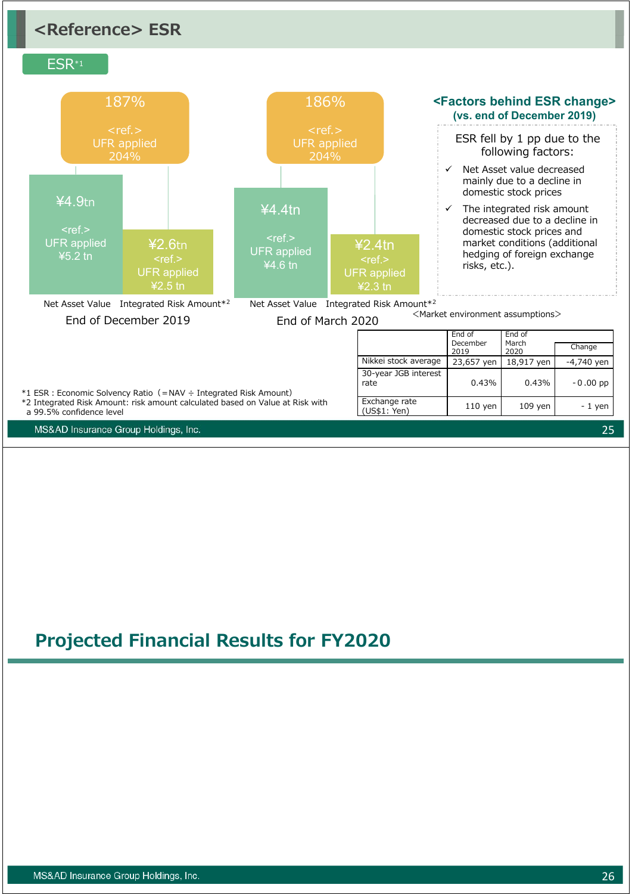# <Reference> ESR

## ESR[1]

187%

<ref.>
UFR applied
204%

¥4.9tn

<ref.>
UFR applied
¥5.2 tn

¥2.6tn

<ref.>
UFR applied
¥2.5 tn

Net Asset Value    Integrated Risk Amount[2]

End of December 2019

186%

<ref.>
UFR applied
204%

¥4.4tn

<ref.>
UFR applied
¥4.6 tn

¥2.4tn

<ref.>
UFR applied
¥2.3 tn

Net Asset Value    Integrated Risk Amount[2]

End of March 2020

### <Factors behind ESR change> (vs. end of December 2019)

ESR fell by 1 pp due to the following factors:

- ✓ Net Asset value decreased mainly due to a decline in domestic stock prices
- ✓ The integrated risk amount decreased due to a decline in domestic stock prices and market conditions (additional hedging of foreign exchange risks, etc.).

<Market environment assumptions>

| | End of December 2019 | End of March 2020 | Change |
|---|---|---|---|
| Nikkei stock average | 23,657 yen | 18,917 yen | -4,740 yen |
| 30-year JGB interest rate | 0.43% | 0.43% | -0.00 pp |
| Exchange rate (US$1: Yen) | 110 yen | 109 yen | - 1 yen |

*1 ESR : Economic Solvency Ratio（=NAV ÷ Integrated Risk Amount)
*2 Integrated Risk Amount: risk amount calculated based on Value at Risk with a 99.5% confidence level

# Projected Financial Results for FY2020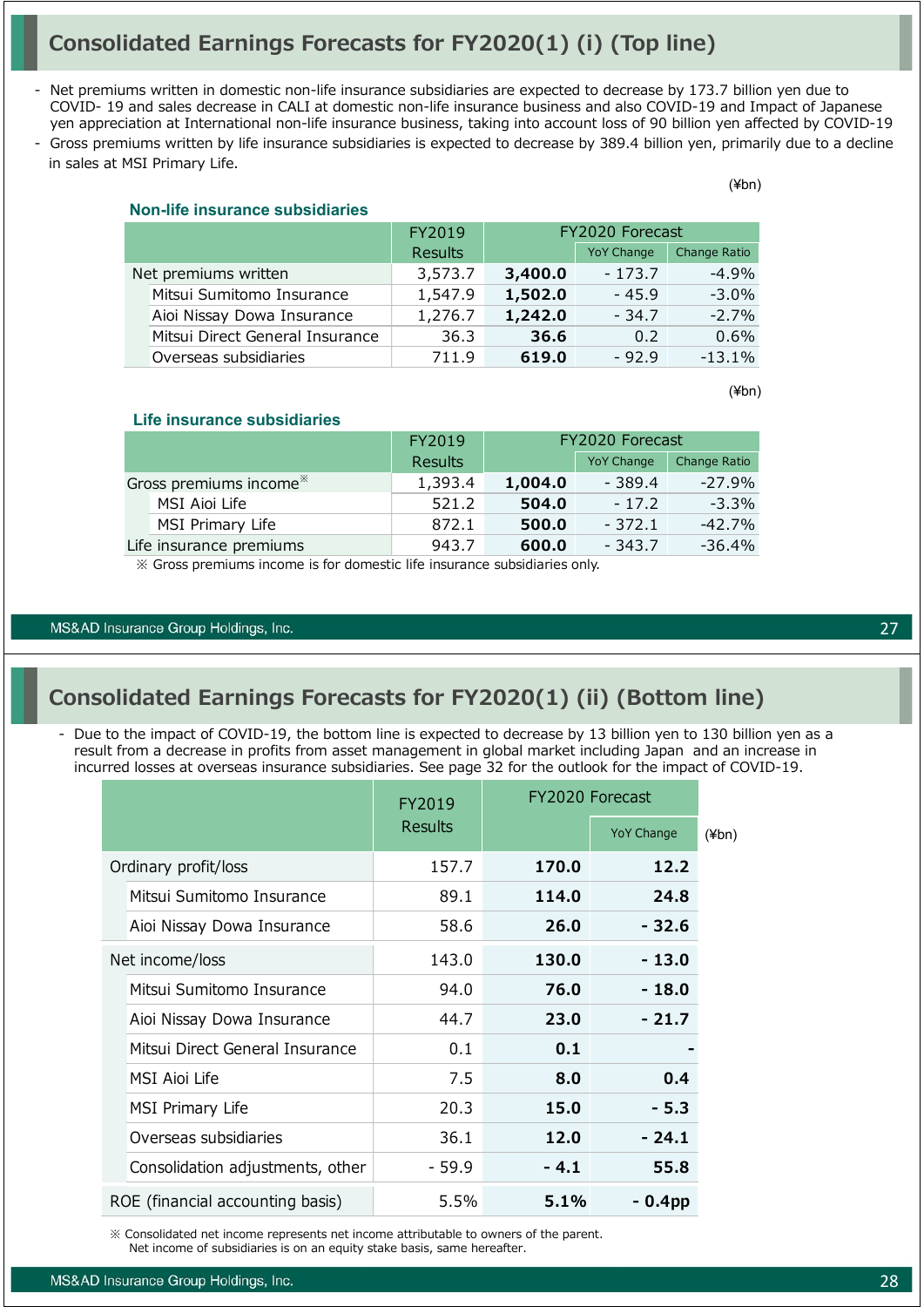# Consolidated Earnings Forecasts for FY2020(1) (i) (Top line)

- Net premiums written in domestic non-life insurance subsidiaries are expected to decrease by 173.7 billion yen due to COVID- 19 and sales decrease in CALI at domestic non-life insurance business and also COVID-19 and Impact of Japanese yen appreciation at International non-life insurance business, taking into account loss of 90 billion yen affected by COVID-19
- Gross premiums written by life insurance subsidiaries is expected to decrease by 389.4 billion yen, primarily due to a decline in sales at MSI Primary Life.

(¥bn)

**Non-life insurance subsidiaries**

| | FY2019 Results | FY2020 Forecast | | |
|---|---|---|---|---|
| | | | YoY Change | Change Ratio |
| Net premiums written | 3,573.7 | **3,400.0** | - 173.7 | -4.9% |
| Mitsui Sumitomo Insurance | 1,547.9 | **1,502.0** | - 45.9 | -3.0% |
| Aioi Nissay Dowa Insurance | 1,276.7 | **1,242.0** | - 34.7 | -2.7% |
| Mitsui Direct General Insurance | 36.3 | **36.6** | 0.2 | 0.6% |
| Overseas subsidiaries | 711.9 | **619.0** | - 92.9 | -13.1% |

(¥bn)

**Life insurance subsidiaries**

| | FY2019 Results | FY2020 Forecast | | |
|---|---|---|---|---|
| | | | YoY Change | Change Ratio |
| Gross premiums income※ | 1,393.4 | **1,004.0** | - 389.4 | -27.9% |
| MSI Aioi Life | 521.2 | **504.0** | - 17.2 | -3.3% |
| MSI Primary Life | 872.1 | **500.0** | - 372.1 | -42.7% |
| Life insurance premiums | 943.7 | **600.0** | - 343.7 | -36.4% |

※ Gross premiums income is for domestic life insurance subsidiaries only.

# Consolidated Earnings Forecasts for FY2020(1) (ii) (Bottom line)

- Due to the impact of COVID-19, the bottom line is expected to decrease by 13 billion yen to 130 billion yen as a result from a decrease in profits from asset management in global market including Japan and an increase in incurred losses at overseas insurance subsidiaries. See page 32 for the outlook for the impact of COVID-19.

(¥bn)

| | FY2019 Results | FY2020 Forecast | |
|---|---|---|---|
| | | | YoY Change |
| Ordinary profit/loss | 157.7 | **170.0** | **12.2** |
| Mitsui Sumitomo Insurance | 89.1 | **114.0** | **24.8** |
| Aioi Nissay Dowa Insurance | 58.6 | **26.0** | **- 32.6** |
| Net income/loss | 143.0 | **130.0** | **- 13.0** |
| Mitsui Sumitomo Insurance | 94.0 | **76.0** | **- 18.0** |
| Aioi Nissay Dowa Insurance | 44.7 | **23.0** | **- 21.7** |
| Mitsui Direct General Insurance | 0.1 | **0.1** | **-** |
| MSI Aioi Life | 7.5 | **8.0** | **0.4** |
| MSI Primary Life | 20.3 | **15.0** | **- 5.3** |
| Overseas subsidiaries | 36.1 | **12.0** | **- 24.1** |
| Consolidation adjustments, other | - 59.9 | **- 4.1** | **55.8** |
| ROE (financial accounting basis) | 5.5% | **5.1%** | **- 0.4pp** |

※ Consolidated net income represents net income attributable to owners of the parent.
Net income of subsidiaries is on an equity stake basis, same hereafter.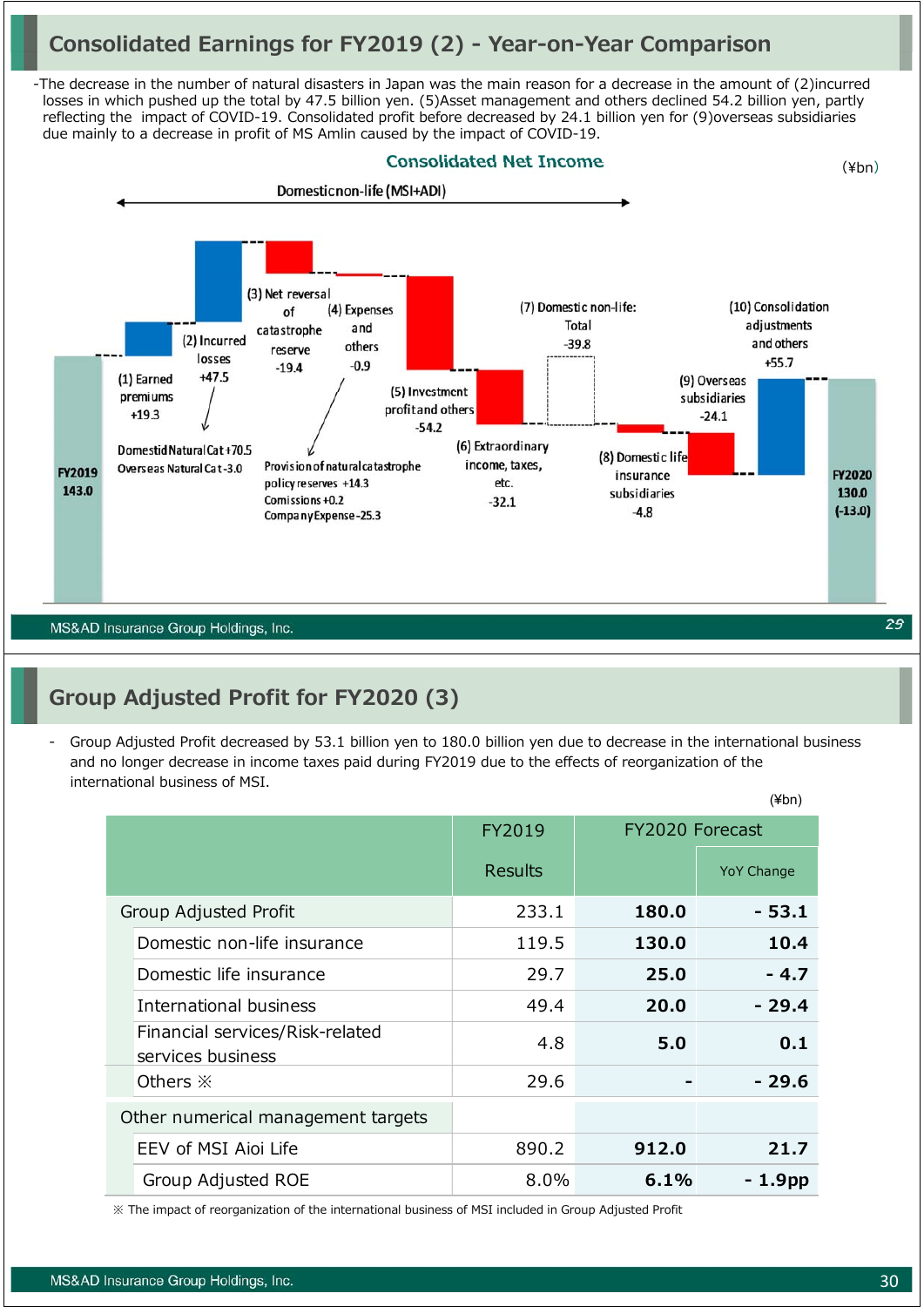## Consolidated Earnings for FY2019 (2) - Year-on-Year Comparison

-The decrease in the number of natural disasters in Japan was the main reason for a decrease in the amount of (2)incurred losses in which pushed up the total by 47.5 billion yen. (5)Asset management and others declined 54.2 billion yen, partly reflecting the impact of COVID-19. Consolidated profit before decreased by 24.1 billion yen for (9)overseas subsidiaries due mainly to a decrease in profit of MS Amlin caused by the impact of COVID-19.

Consolidated Net Income

(¥bn)

Domesticnon-life (MSI+ADI)

FY2019
143.0

(1) Earned premiums
+19.3

(2) Incurred losses
+47.5

DomestidNaturalCat +70.5
Overseas Natural Cat -3.0

(3) Net reversal of catastrophe reserve
-19.4

(4) Expenses and others
-0.9

Provision of natural catastrophe policy reserves +14.3
Comissions +0.2
Company Expense -25.3

(5) Investment profit and others
-54.2

(6) Extraordinary income, taxes, etc.
-32.1

(7) Domestic non-life: Total
-39.8

(8) Domestic life insurance subsidiaries
-4.8

(9) Overseas subsidiaries
-24.1

(10) Consolidation adjustments and others
+55.7

FY2020
130.0
(-13.0)

## Group Adjusted Profit for FY2020 (3)

- Group Adjusted Profit decreased by 53.1 billion yen to 180.0 billion yen due to decrease in the international business and no longer decrease in income taxes paid during FY2019 due to the effects of reorganization of the international business of MSI.

(¥bn)

| | FY2019 Results | FY2020 Forecast | YoY Change |
|---|---|---|---|
| Group Adjusted Profit | 233.1 | **180.0** | **- 53.1** |
| Domestic non-life insurance | 119.5 | **130.0** | **10.4** |
| Domestic life insurance | 29.7 | **25.0** | **- 4.7** |
| International business | 49.4 | **20.0** | **- 29.4** |
| Financial services/Risk-related services business | 4.8 | **5.0** | **0.1** |
| Others ※ | 29.6 | **-** | **- 29.6** |
| Other numerical management targets | | | |
| EEV of MSI Aioi Life | 890.2 | **912.0** | **21.7** |
| Group Adjusted ROE | 8.0% | **6.1%** | **- 1.9pp** |

※ The impact of reorganization of the international business of MSI included in Group Adjusted Profit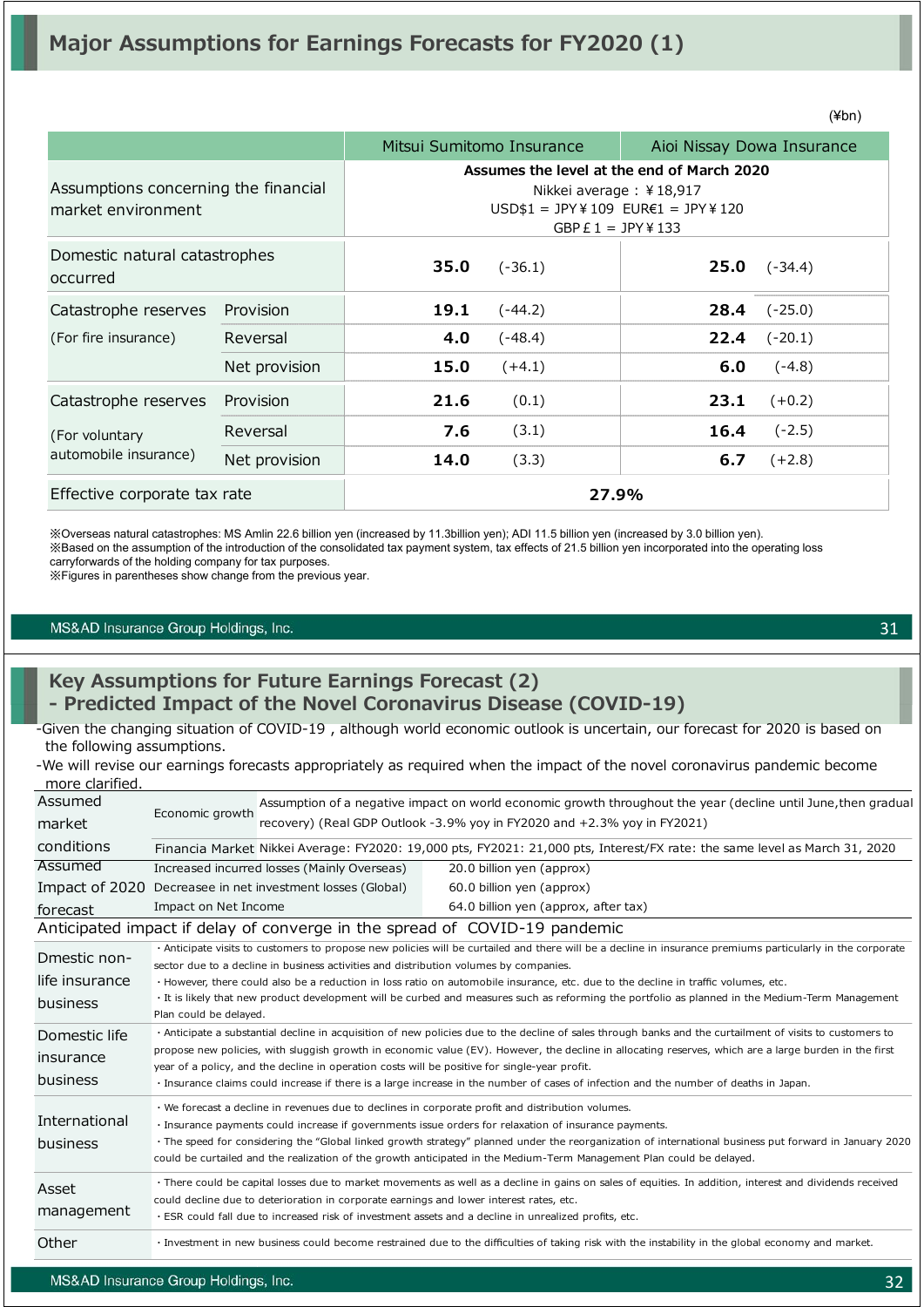## Major Assumptions for Earnings Forecasts for FY2020 (1)

(¥bn)

| | | Mitsui Sumitomo Insurance | | Aioi Nissay Dowa Insurance | |
|---|---|---|---|---|---|
| Assumptions concerning the financial market environment | | **Assumes the level at the end of March 2020** Nikkei average：¥18,917 USD$1 = JPY¥109 EUR€1 = JPY¥120 GBP£1 = JPY¥133 | | | |
| Domestic natural catastrophes occurred | | **35.0** | (-36.1) | **25.0** | (-34.4) |
| Catastrophe reserves (For fire insurance) | Provision | **19.1** | (-44.2) | **28.4** | (-25.0) |
| | Reversal | **4.0** | (-48.4) | **22.4** | (-20.1) |
| | Net provision | **15.0** | (+4.1) | **6.0** | (-4.8) |
| Catastrophe reserves (For voluntary automobile insurance) | Provision | **21.6** | (0.1) | **23.1** | (+0.2) |
| | Reversal | **7.6** | (3.1) | **16.4** | (-2.5) |
| | Net provision | **14.0** | (3.3) | **6.7** | (+2.8) |
| Effective corporate tax rate | | **27.9%** | | | |

※Overseas natural catastrophes: MS Amlin 22.6 billion yen (increased by 11.3billion yen); ADI 11.5 billion yen (increased by 3.0 billion yen).
※Based on the assumption of the introduction of the consolidated tax payment system, tax effects of 21.5 billion yen incorporated into the operating loss carryforwards of the holding company for tax purposes.
※Figures in parentheses show change from the previous year.

## Key Assumptions for Future Earnings Forecast (2) - Predicted Impact of the Novel Coronavirus Disease (COVID-19)

-Given the changing situation of COVID-19 , although world economic outlook is uncertain, our forecast for 2020 is based on the following assumptions.
-We will revise our earnings forecasts appropriately as required when the impact of the novel coronavirus pandemic become more clarified.

| | | |
|---|---|---|
| Assumed market conditions | Economic growth | Assumption of a negative impact on world economic growth throughout the year (decline until June, then gradual recovery) (Real GDP Outlook -3.9% yoy in FY2020 and +2.3% yoy in FY2021) |
| | Financia Market | Nikkei Average: FY2020: 19,000 pts, FY2021: 21,000 pts, Interest/FX rate: the same level as March 31, 2020 |
| Assumed Impact of 2020 forecast | Increased incurred losses (Mainly Overseas) | 20.0 billion yen (approx) |
| | Decreasee in net investment losses (Global) | 60.0 billion yen (approx) |
| | Impact on Net Income | 64.0 billion yen (approx, after tax) |

Anticipated impact if delay of converge in the spread of COVID-19 pandemic

| | |
|---|---|
| Dmestic non-life insurance business | ・Anticipate visits to customers to propose new policies will be curtailed and there will be a decline in insurance premiums particularly in the corporate sector due to a decline in business activities and distribution volumes by companies.<br>・However, there could also be a reduction in loss ratio on automobile insurance, etc. due to the decline in traffic volumes, etc.<br>・It is likely that new product development will be curbed and measures such as reforming the portfolio as planned in the Medium-Term Management Plan could be delayed. |
| Domestic life insurance business | ・Anticipate a substantial decline in acquisition of new policies due to the decline of sales through banks and the curtailment of visits to customers to propose new policies, with sluggish growth in economic value (EV). However, the decline in allocating reserves, which are a large burden in the first year of a policy, and the decline in operation costs will be positive for single-year profit.<br>・Insurance claims could increase if there is a large increase in the number of cases of infection and the number of deaths in Japan. |
| International business | ・We forecast a decline in revenues due to declines in corporate profit and distribution volumes.<br>・Insurance payments could increase if governments issue orders for relaxation of insurance payments.<br>・The speed for considering the "Global linked growth strategy" planned under the reorganization of international business put forward in January 2020 could be curtailed and the realization of the growth anticipated in the Medium-Term Management Plan could be delayed. |
| Asset management | ・There could be capital losses due to market movements as well as a decline in gains on sales of equities. In addition, interest and dividends received could decline due to deterioration in corporate earnings and lower interest rates, etc.<br>・ESR could fall due to increased risk of investment assets and a decline in unrealized profits, etc. |
| Other | ・Investment in new business could become restrained due to the difficulties of taking risk with the instability in the global economy and market. |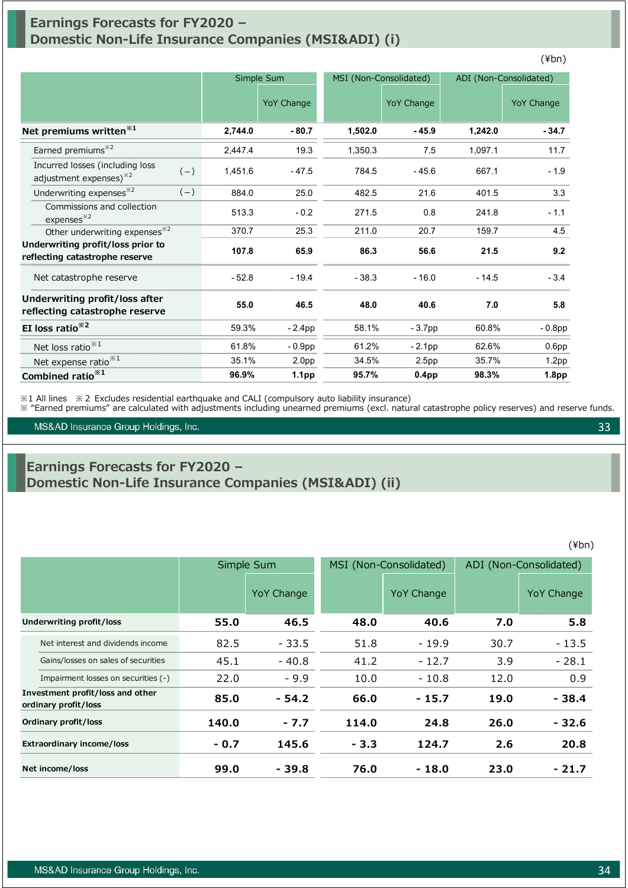## Earnings Forecasts for FY2020 – Domestic Non-Life Insurance Companies (MSI&ADI) (i)

(¥bn)

| | | Simple Sum | | MSI (Non-Consolidated) | | ADI (Non-Consolidated) | |
|---|---|---|---|---|---|---|---|
| | | | YoY Change | | YoY Change | | YoY Change |
| **Net premiums written**※1 | | **2,744.0** | **- 80.7** | **1,502.0** | **- 45.9** | **1,242.0** | **- 34.7** |
| Earned premiums※2 | | 2,447.4 | 19.3 | 1,350.3 | 7.5 | 1,097.1 | 11.7 |
| Incurred losses (including loss adjustment expenses)※2 | (−) | 1,451.6 | - 47.5 | 784.5 | - 45.6 | 667.1 | - 1.9 |
| Underwriting expenses※2 | (−) | 884.0 | 25.0 | 482.5 | 21.6 | 401.5 | 3.3 |
| Commissions and collection expenses※2 | | 513.3 | - 0.2 | 271.5 | 0.8 | 241.8 | - 1.1 |
| Other underwriting expenses※2 | | 370.7 | 25.3 | 211.0 | 20.7 | 159.7 | 4.5 |
| **Underwriting profit/loss prior to reflecting catastrophe reserve** | | **107.8** | **65.9** | **86.3** | **56.6** | **21.5** | **9.2** |
| Net catastrophe reserve | | - 52.8 | - 19.4 | - 38.3 | - 16.0 | - 14.5 | - 3.4 |
| **Underwriting profit/loss after reflecting catastrophe reserve** | | **55.0** | **46.5** | **48.0** | **40.6** | **7.0** | **5.8** |
| **EI loss ratio**※2 | | 59.3% | - 2.4pp | 58.1% | - 3.7pp | 60.8% | - 0.8pp |
| Net loss ratio※1 | | 61.8% | - 0.9pp | 61.2% | - 2.1pp | 62.6% | 0.6pp |
| Net expense ratio※1 | | 35.1% | 2.0pp | 34.5% | 2.5pp | 35.7% | 1.2pp |
| **Combined ratio**※1 | | **96.9%** | **1.1pp** | **95.7%** | **0.4pp** | **98.3%** | **1.8pp** |

※1 All lines ※2 Excludes residential earthquake and CALI (compulsory auto liability insurance)
※ "Earned premiums" are calculated with adjustments including unearned premiums (excl. natural catastrophe policy reserves) and reserve funds.

## Earnings Forecasts for FY2020 – Domestic Non-Life Insurance Companies (MSI&ADI) (ii)

(¥bn)

| | Simple Sum | | MSI (Non-Consolidated) | | ADI (Non-Consolidated) | |
|---|---|---|---|---|---|---|
| | | YoY Change | | YoY Change | | YoY Change |
| **Underwriting profit/loss** | **55.0** | **46.5** | **48.0** | **40.6** | **7.0** | **5.8** |
| Net interest and dividends income | 82.5 | - 33.5 | 51.8 | - 19.9 | 30.7 | - 13.5 |
| Gains/losses on sales of securities | 45.1 | - 40.8 | 41.2 | - 12.7 | 3.9 | - 28.1 |
| Impairment losses on securities (-) | 22.0 | - 9.9 | 10.0 | - 10.8 | 12.0 | 0.9 |
| **Investment profit/loss and other ordinary profit/loss** | **85.0** | **- 54.2** | **66.0** | **- 15.7** | **19.0** | **- 38.4** |
| **Ordinary profit/loss** | **140.0** | **- 7.7** | **114.0** | **24.8** | **26.0** | **- 32.6** |
| **Extraordinary income/loss** | **- 0.7** | **145.6** | **- 3.3** | **124.7** | **2.6** | **20.8** |
| **Net income/loss** | **99.0** | **- 39.8** | **76.0** | **- 18.0** | **23.0** | **- 21.7** |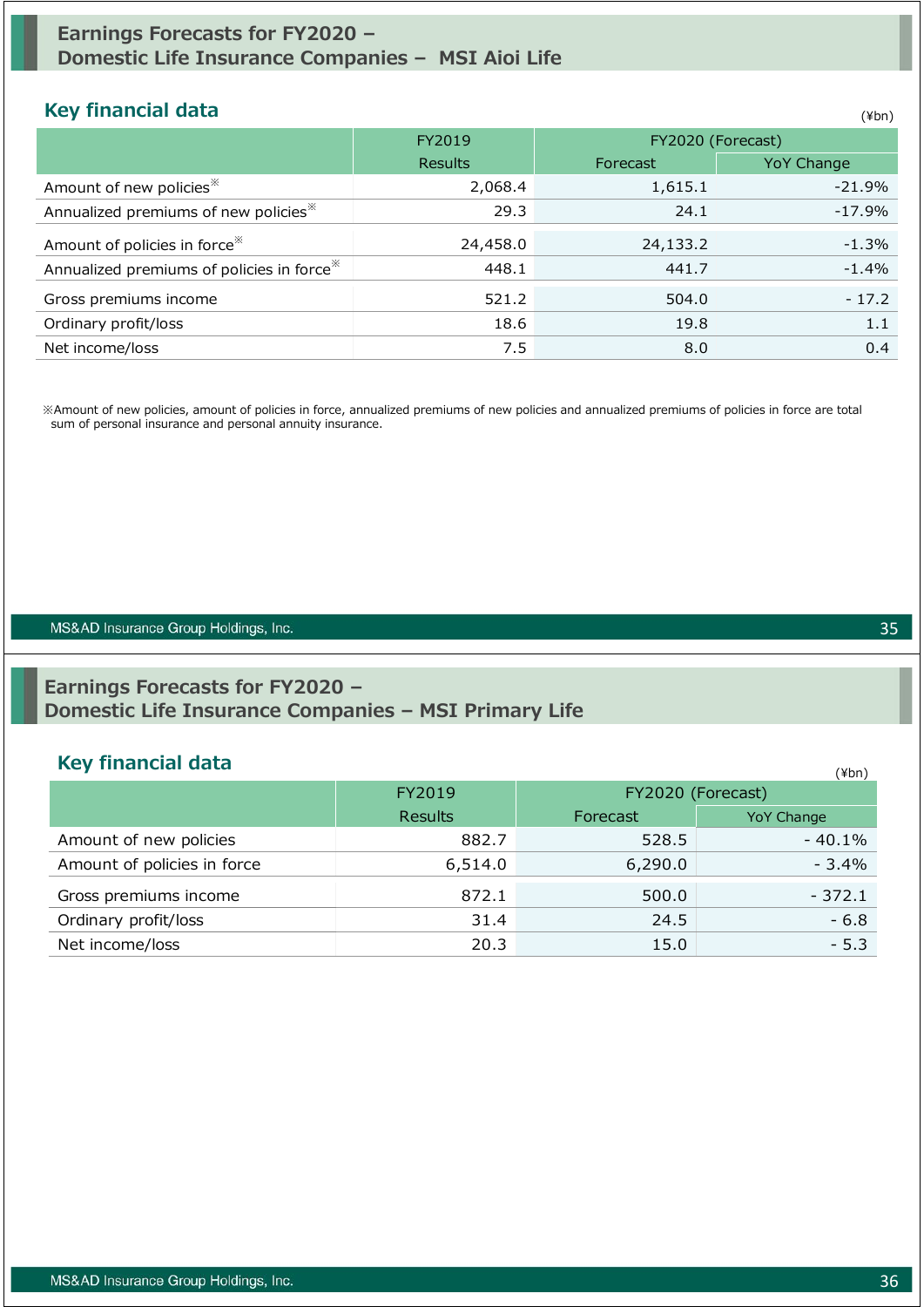# Earnings Forecasts for FY2020 – Domestic Life Insurance Companies – MSI Aioi Life

## Key financial data

(¥bn)

| | FY2019 | FY2020 (Forecast) | |
|---|---|---|---|
| | Results | Forecast | YoY Change |
| Amount of new policies※ | 2,068.4 | 1,615.1 | -21.9% |
| Annualized premiums of new policies※ | 29.3 | 24.1 | -17.9% |
| Amount of policies in force※ | 24,458.0 | 24,133.2 | -1.3% |
| Annualized premiums of policies in force※ | 448.1 | 441.7 | -1.4% |
| Gross premiums income | 521.2 | 504.0 | - 17.2 |
| Ordinary profit/loss | 18.6 | 19.8 | 1.1 |
| Net income/loss | 7.5 | 8.0 | 0.4 |

※Amount of new policies, amount of policies in force, annualized premiums of new policies and annualized premiums of policies in force are total sum of personal insurance and personal annuity insurance.

# Earnings Forecasts for FY2020 – Domestic Life Insurance Companies – MSI Primary Life

## Key financial data

(¥bn)

| | FY2019 | FY2020 (Forecast) | |
|---|---|---|---|
| | Results | Forecast | YoY Change |
| Amount of new policies | 882.7 | 528.5 | - 40.1% |
| Amount of policies in force | 6,514.0 | 6,290.0 | - 3.4% |
| Gross premiums income | 872.1 | 500.0 | - 372.1 |
| Ordinary profit/loss | 31.4 | 24.5 | - 6.8 |
| Net income/loss | 20.3 | 15.0 | - 5.3 |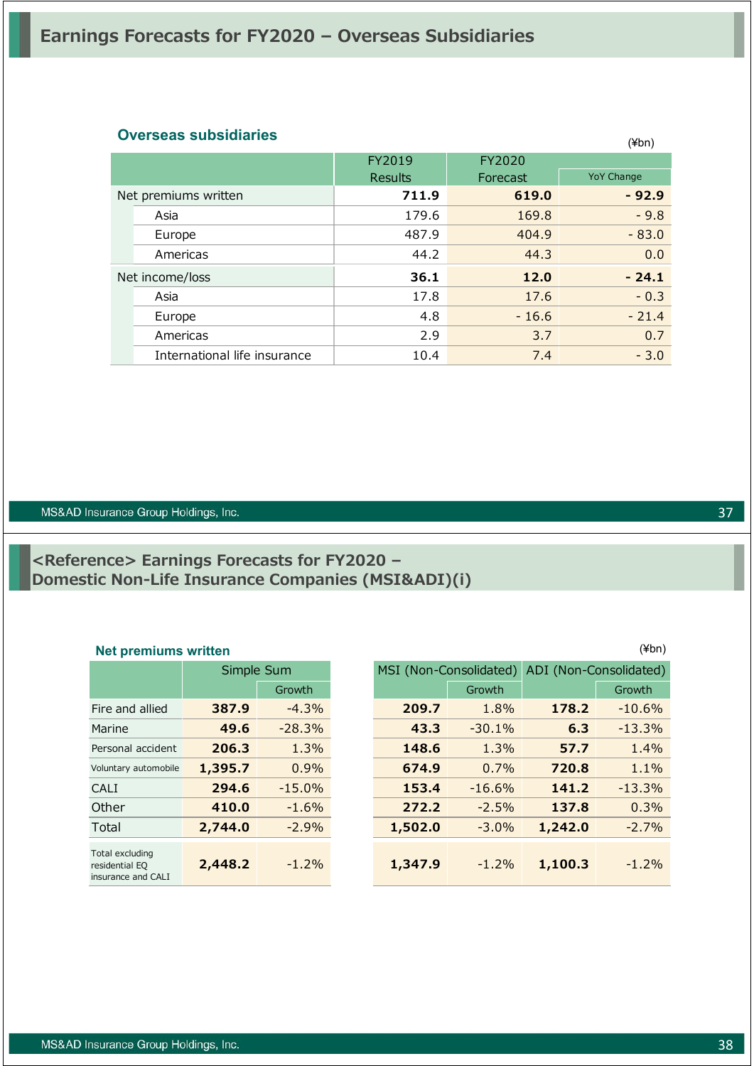# Earnings Forecasts for FY2020 – Overseas Subsidiaries

### Overseas subsidiaries

(¥bn)

| | FY2019 Results | FY2020 Forecast | YoY Change |
|---|---|---|---|
| Net premiums written | **711.9** | **619.0** | **- 92.9** |
| Asia | 179.6 | 169.8 | - 9.8 |
| Europe | 487.9 | 404.9 | - 83.0 |
| Americas | 44.2 | 44.3 | 0.0 |
| Net income/loss | **36.1** | **12.0** | **- 24.1** |
| Asia | 17.8 | 17.6 | - 0.3 |
| Europe | 4.8 | - 16.6 | - 21.4 |
| Americas | 2.9 | 3.7 | 0.7 |
| International life insurance | 10.4 | 7.4 | - 3.0 |

# <Reference> Earnings Forecasts for FY2020 – Domestic Non-Life Insurance Companies (MSI&ADI)(i)

### Net premiums written

(¥bn)

| | Simple Sum | | MSI (Non-Consolidated) | | ADI (Non-Consolidated) | |
|---|---|---|---|---|---|---|
| | | Growth | | Growth | | Growth |
| Fire and allied | **387.9** | -4.3% | **209.7** | 1.8% | **178.2** | -10.6% |
| Marine | **49.6** | -28.3% | **43.3** | -30.1% | **6.3** | -13.3% |
| Personal accident | **206.3** | 1.3% | **148.6** | 1.3% | **57.7** | 1.4% |
| Voluntary automobile | **1,395.7** | 0.9% | **674.9** | 0.7% | **720.8** | 1.1% |
| CALI | **294.6** | -15.0% | **153.4** | -16.6% | **141.2** | -13.3% |
| Other | **410.0** | -1.6% | **272.2** | -2.5% | **137.8** | 0.3% |
| Total | **2,744.0** | -2.9% | **1,502.0** | -3.0% | **1,242.0** | -2.7% |
| Total excluding residential EQ insurance and CALI | **2,448.2** | -1.2% | **1,347.9** | -1.2% | **1,100.3** | -1.2% |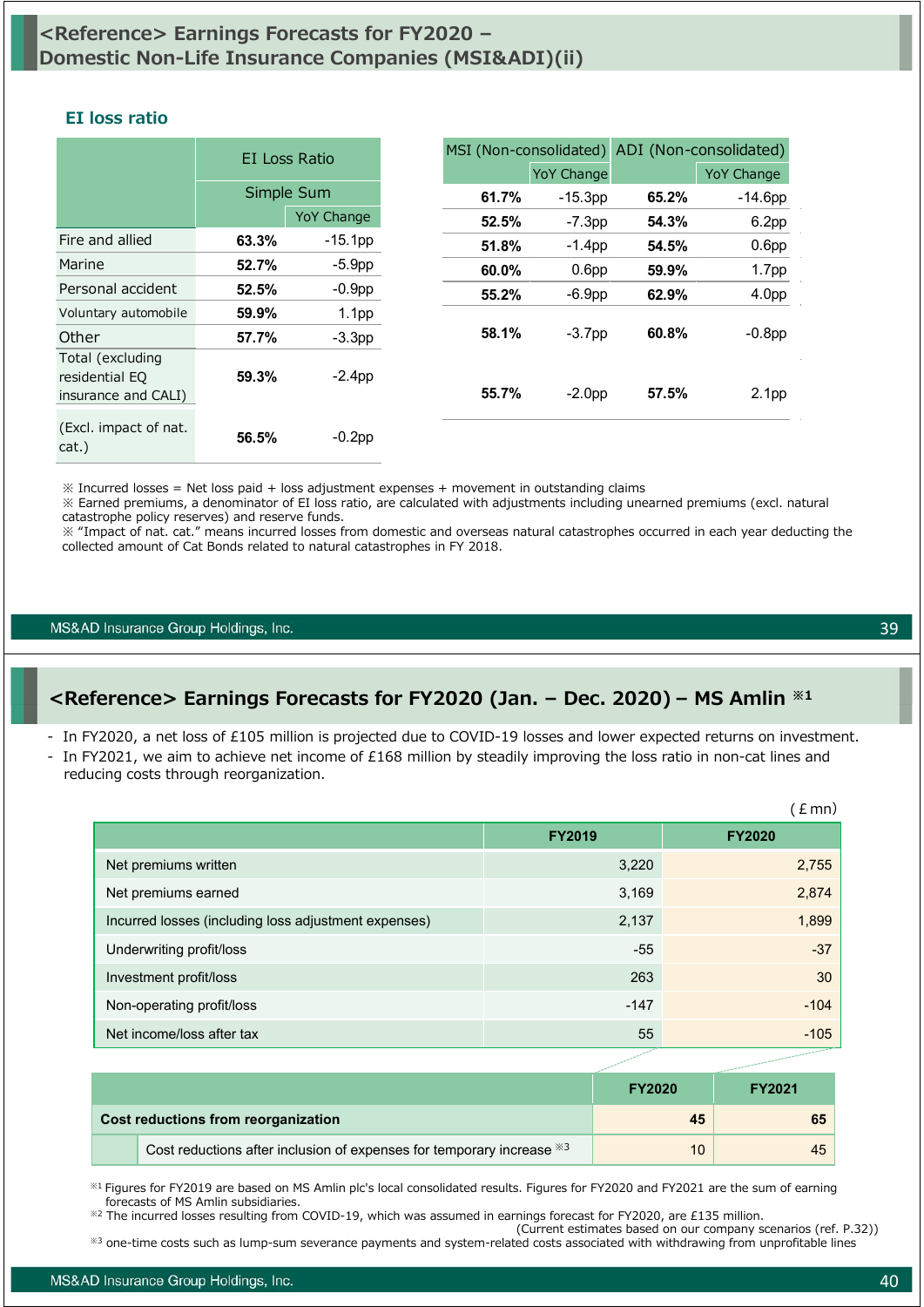## <Reference> Earnings Forecasts for FY2020 – Domestic Non-Life Insurance Companies (MSI&ADI)(ii)

### EI loss ratio

| | EI Loss Ratio | | MSI (Non-consolidated) | | ADI (Non-consolidated) | |
|---|---|---|---|---|---|---|
| | Simple Sum | | | | | |
| | | YoY Change | | YoY Change | | YoY Change |
| Fire and allied | **63.3%** | -15.1pp | **61.7%** | -15.3pp | **65.2%** | -14.6pp |
| Marine | **52.7%** | -5.9pp | **52.5%** | -7.3pp | **54.3%** | 6.2pp |
| Personal accident | **52.5%** | -0.9pp | **51.8%** | -1.4pp | **54.5%** | 0.6pp |
| Voluntary automobile | **59.9%** | 1.1pp | **60.0%** | 0.6pp | **59.9%** | 1.7pp |
| Other | **57.7%** | -3.3pp | **55.2%** | -6.9pp | **62.9%** | 4.0pp |
| Total (excluding residential EQ insurance and CALI) | **59.3%** | -2.4pp | **58.1%** | -3.7pp | **60.8%** | -0.8pp |
| (Excl. impact of nat. cat.) | **56.5%** | -0.2pp | **55.7%** | -2.0pp | **57.5%** | 2.1pp |

※ Incurred losses = Net loss paid + loss adjustment expenses + movement in outstanding claims
※ Earned premiums, a denominator of EI loss ratio, are calculated with adjustments including unearned premiums (excl. natural catastrophe policy reserves) and reserve funds.
※ "Impact of nat. cat." means incurred losses from domestic and overseas natural catastrophes occurred in each year deducting the collected amount of Cat Bonds related to natural catastrophes in FY 2018.

## <Reference> Earnings Forecasts for FY2020 (Jan. – Dec. 2020) – MS Amlin ※1

- In FY2020, a net loss of £105 million is projected due to COVID-19 losses and lower expected returns on investment.
- In FY2021, we aim to achieve net income of £168 million by steadily improving the loss ratio in non-cat lines and reducing costs through reorganization.

(£mn)

| | FY2019 | FY2020 |
|---|---|---|
| Net premiums written | 3,220 | 2,755 |
| Net premiums earned | 3,169 | 2,874 |
| Incurred losses (including loss adjustment expenses) | 2,137 | 1,899 |
| Underwriting profit/loss | -55 | -37 |
| Investment profit/loss | 263 | 30 |
| Non-operating profit/loss | -147 | -104 |
| Net income/loss after tax | 55 | -105 |

| | FY2020 | FY2021 |
|---|---|---|
| **Cost reductions from reorganization** | **45** | **65** |
| Cost reductions after inclusion of expenses for temporary increase ※3 | 10 | 45 |

※1 Figures for FY2019 are based on MS Amlin plc's local consolidated results. Figures for FY2020 and FY2021 are the sum of earning forecasts of MS Amlin subsidiaries.
※2 The incurred losses resulting from COVID-19, which was assumed in earnings forecast for FY2020, are £135 million. (Current estimates based on our company scenarios (ref. P.32))
※3 one-time costs such as lump-sum severance payments and system-related costs associated with withdrawing from unprofitable lines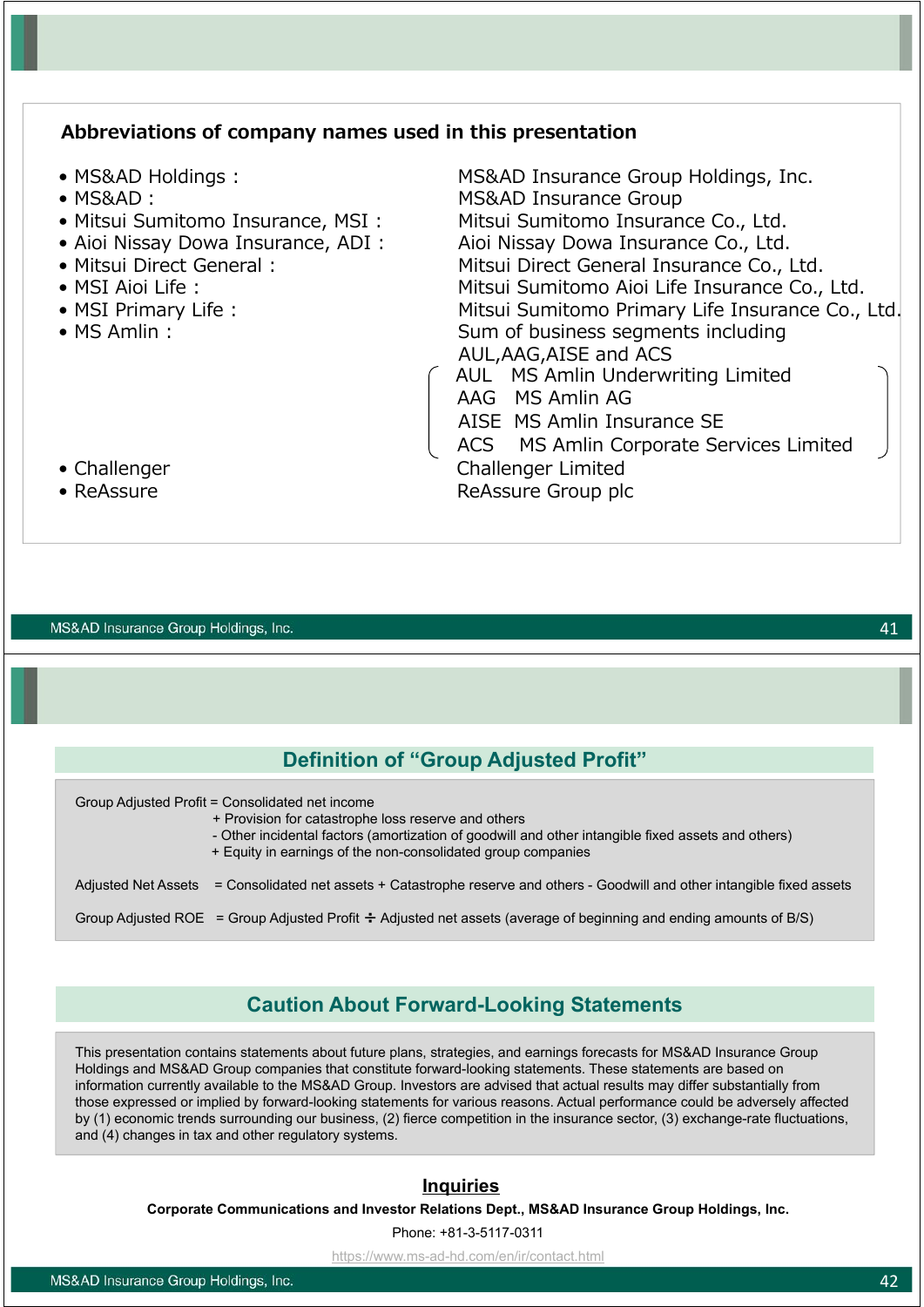## Abbreviations of company names used in this presentation

| | |
|---|---|
| • MS&AD Holdings : | MS&AD Insurance Group Holdings, Inc. |
| • MS&AD : | MS&AD Insurance Group |
| • Mitsui Sumitomo Insurance, MSI : | Mitsui Sumitomo Insurance Co., Ltd. |
| • Aioi Nissay Dowa Insurance, ADI : | Aioi Nissay Dowa Insurance Co., Ltd. |
| • Mitsui Direct General : | Mitsui Direct General Insurance Co., Ltd. |
| • MSI Aioi Life : | Mitsui Sumitomo Aioi Life Insurance Co., Ltd. |
| • MSI Primary Life : | Mitsui Sumitomo Primary Life Insurance Co., Ltd. |
| • MS Amlin : | Sum of business segments including AUL,AAG,AISE and ACS |
| | ( AUL MS Amlin Underwriting Limited |
| | AAG MS Amlin AG |
| | AISE MS Amlin Insurance SE |
| | ACS MS Amlin Corporate Services Limited ) |
| • Challenger | Challenger Limited |
| • ReAssure | ReAssure Group plc |

## Definition of "Group Adjusted Profit"

Group Adjusted Profit = Consolidated net income
+ Provision for catastrophe loss reserve and others
- Other incidental factors (amortization of goodwill and other intangible fixed assets and others)
+ Equity in earnings of the non-consolidated group companies

Adjusted Net Assets = Consolidated net assets + Catastrophe reserve and others - Goodwill and other intangible fixed assets

Group Adjusted ROE = Group Adjusted Profit ÷ Adjusted net assets (average of beginning and ending amounts of B/S)

## Caution About Forward-Looking Statements

This presentation contains statements about future plans, strategies, and earnings forecasts for MS&AD Insurance Group Holdings and MS&AD Group companies that constitute forward-looking statements. These statements are based on information currently available to the MS&AD Group. Investors are advised that actual results may differ substantially from those expressed or implied by forward-looking statements for various reasons. Actual performance could be adversely affected by (1) economic trends surrounding our business, (2) fierce competition in the insurance sector, (3) exchange-rate fluctuations, and (4) changes in tax and other regulatory systems.

**Inquiries**

**Corporate Communications and Investor Relations Dept., MS&AD Insurance Group Holdings, Inc.**

Phone: +81-3-5117-0311

https://www.ms-ad-hd.com/en/ir/contact.html